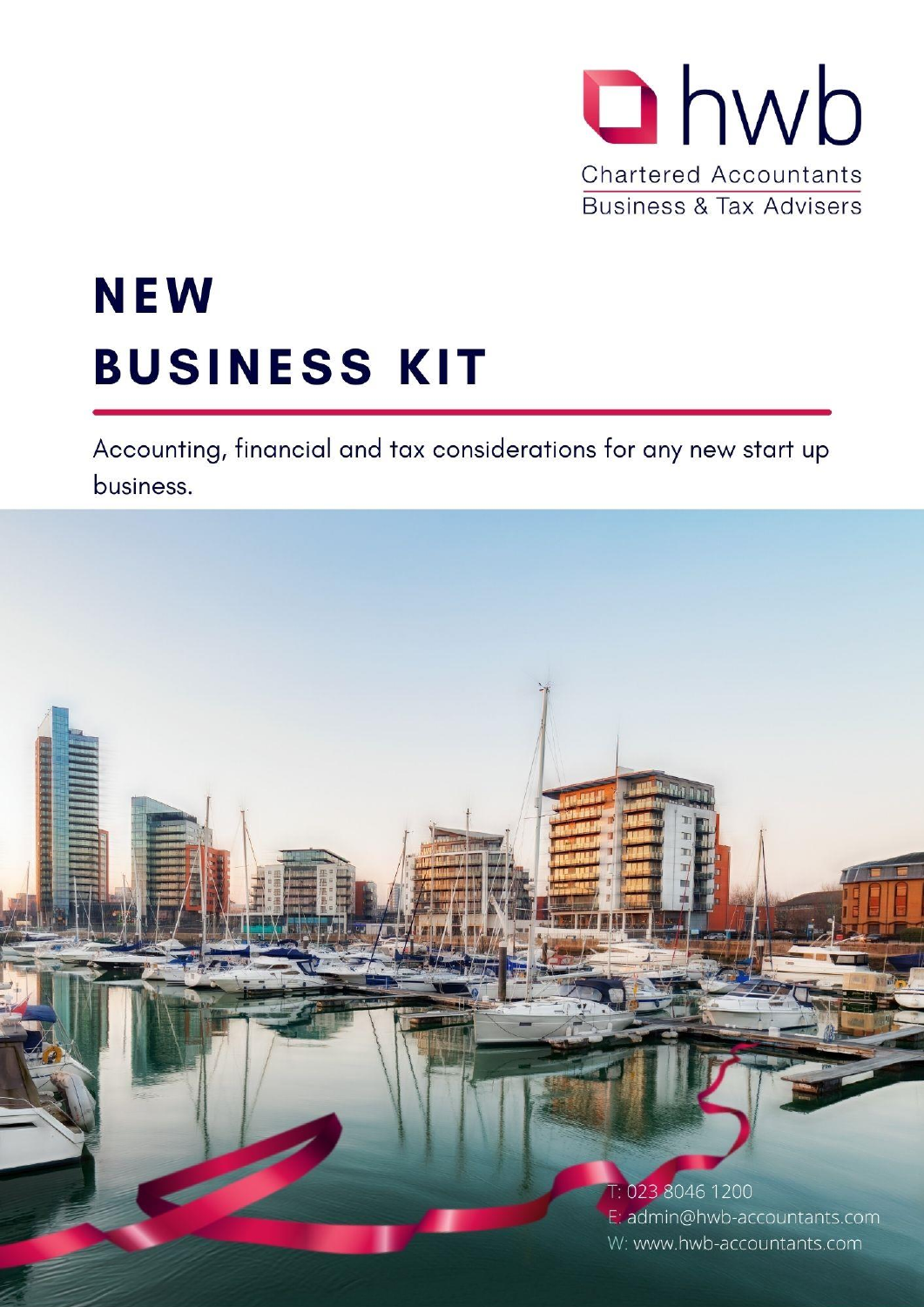hwb

Chartered Accountants

Business & Tax Advisers

# NEW BUSINESS KIT

Accounting, financial and tax considerations for any new start up business.

T: 023 8046 1200

E: admin@hwb-accountants.com

W: www.hwb-accountants.com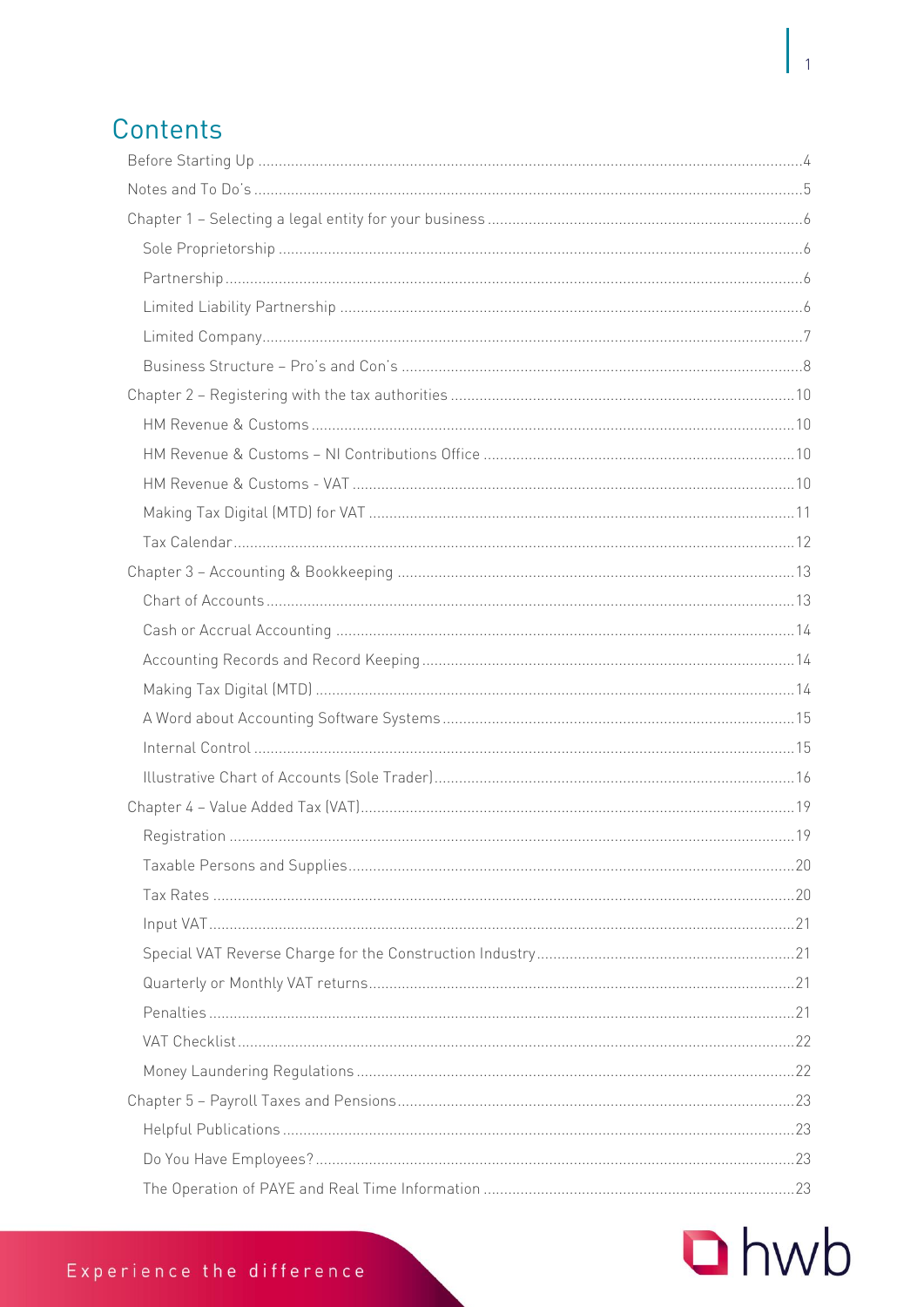# Contents

- Before Starting Up ....4
- Notes and To Do's ....5
- Chapter 1 – Selecting a legal entity for your business ....6
  - Sole Proprietorship ....6
  - Partnership ....6
  - Limited Liability Partnership ....6
  - Limited Company ....7
  - Business Structure – Pro's and Con's ....8
- Chapter 2 – Registering with the tax authorities ....10
  - HM Revenue & Customs ....10
  - HM Revenue & Customs – NI Contributions Office ....10
  - HM Revenue & Customs - VAT ....10
  - Making Tax Digital (MTD) for VAT ....11
  - Tax Calendar ....12
- Chapter 3 – Accounting & Bookkeeping ....13
  - Chart of Accounts ....13
  - Cash or Accrual Accounting ....14
  - Accounting Records and Record Keeping ....14
  - Making Tax Digital (MTD) ....14
  - A Word about Accounting Software Systems ....15
  - Internal Control ....15
  - Illustrative Chart of Accounts (Sole Trader) ....16
- Chapter 4 – Value Added Tax (VAT) ....19
  - Registration ....19
  - Taxable Persons and Supplies ....20
  - Tax Rates ....20
  - Input VAT ....21
  - Special VAT Reverse Charge for the Construction Industry ....21
  - Quarterly or Monthly VAT returns ....21
  - Penalties ....21
  - VAT Checklist ....22
  - Money Laundering Regulations ....22
- Chapter 5 – Payroll Taxes and Pensions ....23
  - Helpful Publications ....23
  - Do You Have Employees? ....23
  - The Operation of PAYE and Real Time Information ....23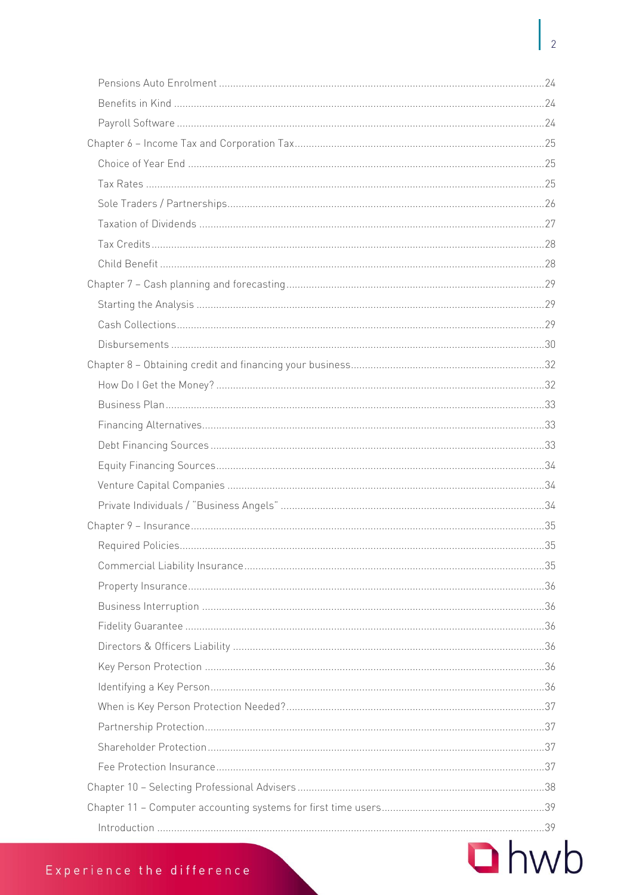Pensions Auto Enrolment ....................................................................................................24

Benefits in Kind ....................................................................................................24

Payroll Software ....................................................................................................24

Chapter 6 – Income Tax and Corporation Tax....................................................................................................25

Choice of Year End ....................................................................................................25

Tax Rates ....................................................................................................25

Sole Traders / Partnerships....................................................................................................26

Taxation of Dividends ....................................................................................................27

Tax Credits....................................................................................................28

Child Benefit ....................................................................................................28

Chapter 7 – Cash planning and forecasting....................................................................................................29

Starting the Analysis ....................................................................................................29

Cash Collections....................................................................................................29

Disbursements ....................................................................................................30

Chapter 8 – Obtaining credit and financing your business....................................................................................................32

How Do I Get the Money? ....................................................................................................32

Business Plan....................................................................................................33

Financing Alternatives....................................................................................................33

Debt Financing Sources ....................................................................................................33

Equity Financing Sources....................................................................................................34

Venture Capital Companies ....................................................................................................34

Private Individuals / "Business Angels" ....................................................................................................34

Chapter 9 – Insurance....................................................................................................35

Required Policies....................................................................................................35

Commercial Liability Insurance....................................................................................................35

Property Insurance....................................................................................................36

Business Interruption ....................................................................................................36

Fidelity Guarantee ....................................................................................................36

Directors & Officers Liability ....................................................................................................36

Key Person Protection ....................................................................................................36

Identifying a Key Person....................................................................................................36

When is Key Person Protection Needed?....................................................................................................37

Partnership Protection....................................................................................................37

Shareholder Protection....................................................................................................37

Fee Protection Insurance....................................................................................................37

Chapter 10 – Selecting Professional Advisers....................................................................................................38

Chapter 11 – Computer accounting systems for first time users....................................................................................................39

Introduction ....................................................................................................39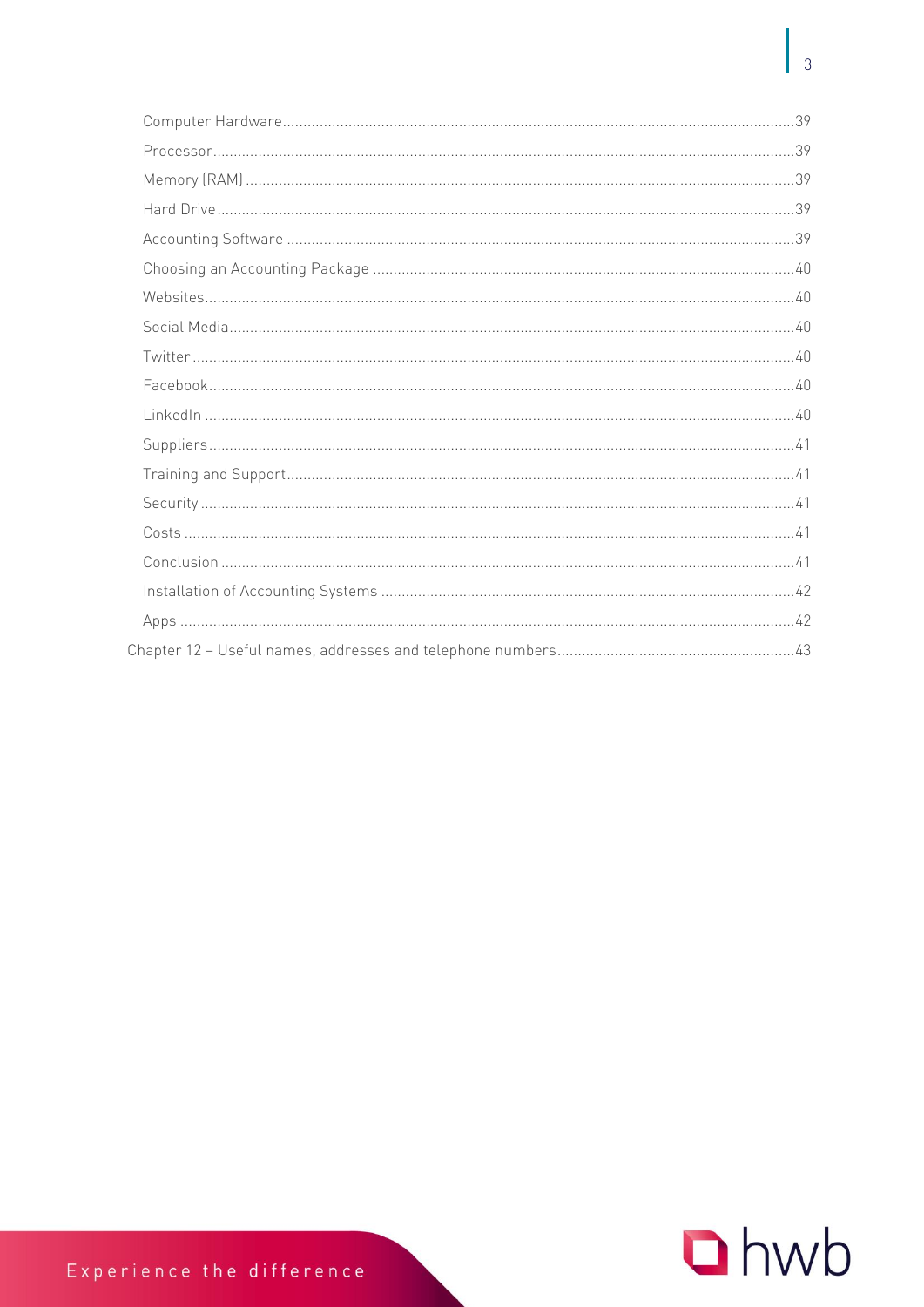- Computer Hardware ........ 39
- Processor ........ 39
- Memory (RAM) ........ 39
- Hard Drive ........ 39
- Accounting Software ........ 39
- Choosing an Accounting Package ........ 40
- Websites ........ 40
- Social Media ........ 40
- Twitter ........ 40
- Facebook ........ 40
- LinkedIn ........ 40
- Suppliers ........ 41
- Training and Support ........ 41
- Security ........ 41
- Costs ........ 41
- Conclusion ........ 41
- Installation of Accounting Systems ........ 42
- Apps ........ 42

Chapter 12 – Useful names, addresses and telephone numbers ........ 43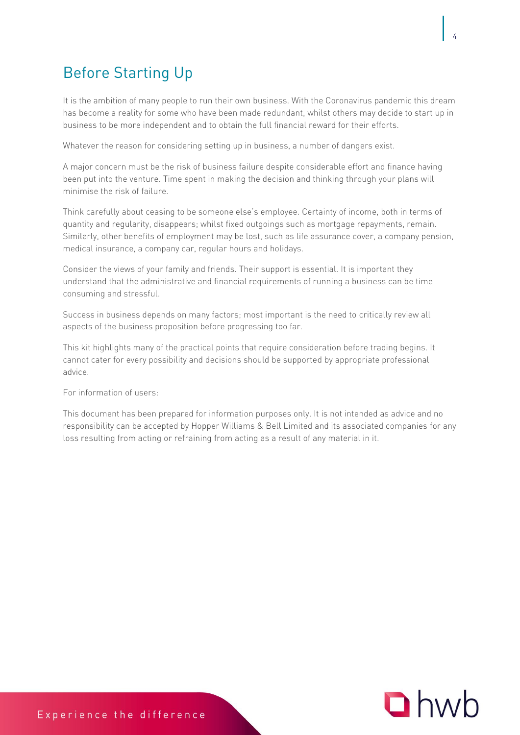# Before Starting Up

It is the ambition of many people to run their own business. With the Coronavirus pandemic this dream has become a reality for some who have been made redundant, whilst others may decide to start up in business to be more independent and to obtain the full financial reward for their efforts.

Whatever the reason for considering setting up in business, a number of dangers exist.

A major concern must be the risk of business failure despite considerable effort and finance having been put into the venture. Time spent in making the decision and thinking through your plans will minimise the risk of failure.

Think carefully about ceasing to be someone else's employee. Certainty of income, both in terms of quantity and regularity, disappears; whilst fixed outgoings such as mortgage repayments, remain. Similarly, other benefits of employment may be lost, such as life assurance cover, a company pension, medical insurance, a company car, regular hours and holidays.

Consider the views of your family and friends. Their support is essential. It is important they understand that the administrative and financial requirements of running a business can be time consuming and stressful.

Success in business depends on many factors; most important is the need to critically review all aspects of the business proposition before progressing too far.

This kit highlights many of the practical points that require consideration before trading begins. It cannot cater for every possibility and decisions should be supported by appropriate professional advice.

For information of users:

This document has been prepared for information purposes only. It is not intended as advice and no responsibility can be accepted by Hopper Williams & Bell Limited and its associated companies for any loss resulting from acting or refraining from acting as a result of any material in it.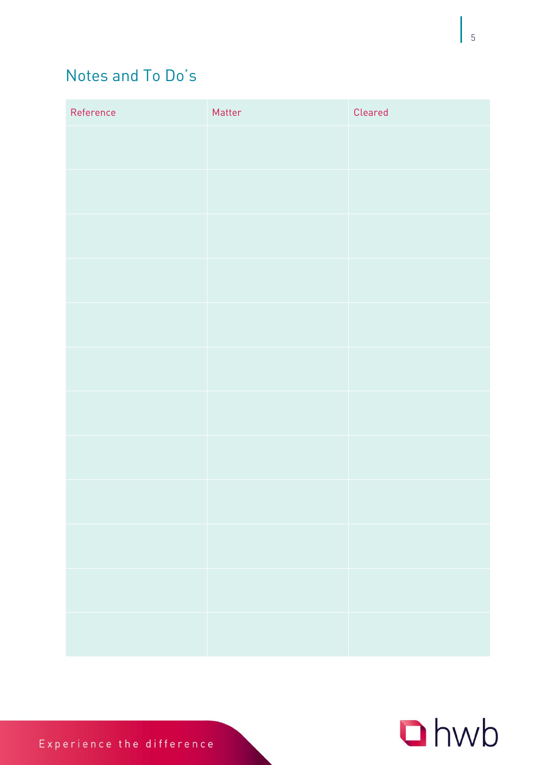## Notes and To Do's

| Reference | Matter | Cleared |
|---|---|---|
| | | |
| | | |
| | | |
| | | |
| | | |
| | | |
| | | |
| | | |
| | | |
| | | |
| | | |
| | | |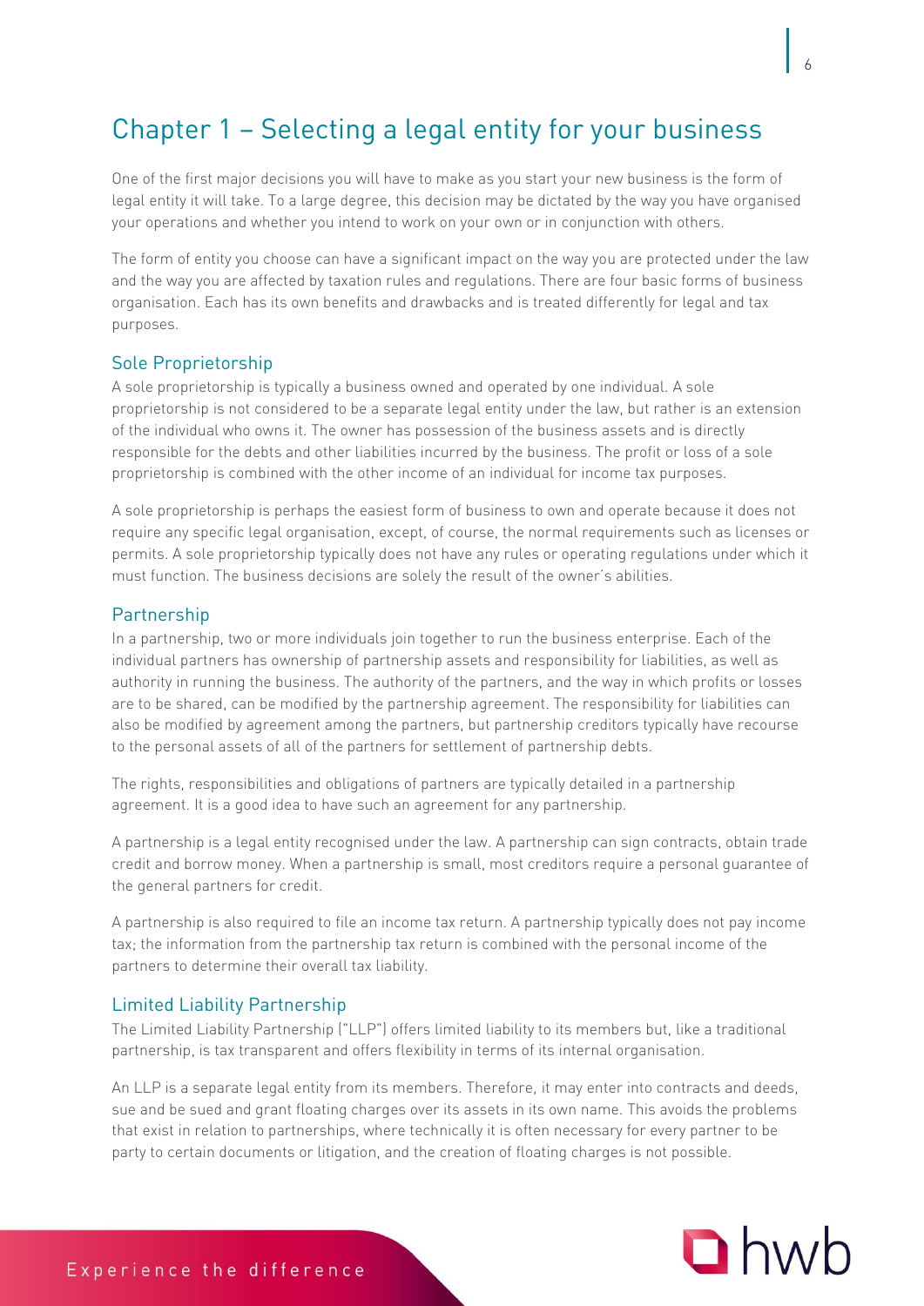# Chapter 1 – Selecting a legal entity for your business

One of the first major decisions you will have to make as you start your new business is the form of legal entity it will take. To a large degree, this decision may be dictated by the way you have organised your operations and whether you intend to work on your own or in conjunction with others.

The form of entity you choose can have a significant impact on the way you are protected under the law and the way you are affected by taxation rules and regulations. There are four basic forms of business organisation. Each has its own benefits and drawbacks and is treated differently for legal and tax purposes.

## Sole Proprietorship

A sole proprietorship is typically a business owned and operated by one individual. A sole proprietorship is not considered to be a separate legal entity under the law, but rather is an extension of the individual who owns it. The owner has possession of the business assets and is directly responsible for the debts and other liabilities incurred by the business. The profit or loss of a sole proprietorship is combined with the other income of an individual for income tax purposes.

A sole proprietorship is perhaps the easiest form of business to own and operate because it does not require any specific legal organisation, except, of course, the normal requirements such as licenses or permits. A sole proprietorship typically does not have any rules or operating regulations under which it must function. The business decisions are solely the result of the owner's abilities.

## Partnership

In a partnership, two or more individuals join together to run the business enterprise. Each of the individual partners has ownership of partnership assets and responsibility for liabilities, as well as authority in running the business. The authority of the partners, and the way in which profits or losses are to be shared, can be modified by the partnership agreement. The responsibility for liabilities can also be modified by agreement among the partners, but partnership creditors typically have recourse to the personal assets of all of the partners for settlement of partnership debts.

The rights, responsibilities and obligations of partners are typically detailed in a partnership agreement. It is a good idea to have such an agreement for any partnership.

A partnership is a legal entity recognised under the law. A partnership can sign contracts, obtain trade credit and borrow money. When a partnership is small, most creditors require a personal guarantee of the general partners for credit.

A partnership is also required to file an income tax return. A partnership typically does not pay income tax; the information from the partnership tax return is combined with the personal income of the partners to determine their overall tax liability.

## Limited Liability Partnership

The Limited Liability Partnership ("LLP") offers limited liability to its members but, like a traditional partnership, is tax transparent and offers flexibility in terms of its internal organisation.

An LLP is a separate legal entity from its members. Therefore, it may enter into contracts and deeds, sue and be sued and grant floating charges over its assets in its own name. This avoids the problems that exist in relation to partnerships, where technically it is often necessary for every partner to be party to certain documents or litigation, and the creation of floating charges is not possible.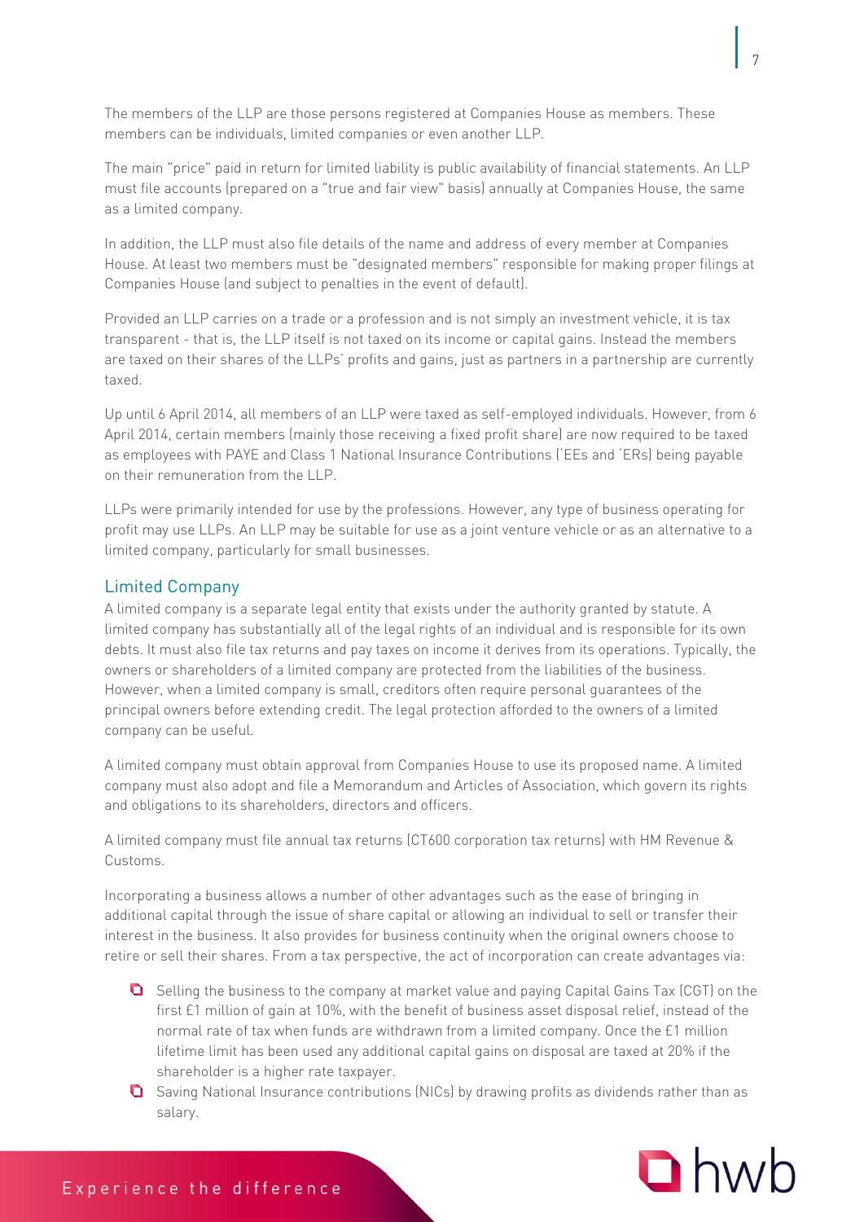The members of the LLP are those persons registered at Companies House as members. These members can be individuals, limited companies or even another LLP.

The main "price" paid in return for limited liability is public availability of financial statements. An LLP must file accounts (prepared on a "true and fair view" basis) annually at Companies House, the same as a limited company.

In addition, the LLP must also file details of the name and address of every member at Companies House. At least two members must be "designated members" responsible for making proper filings at Companies House (and subject to penalties in the event of default).

Provided an LLP carries on a trade or a profession and is not simply an investment vehicle, it is tax transparent - that is, the LLP itself is not taxed on its income or capital gains. Instead the members are taxed on their shares of the LLPs' profits and gains, just as partners in a partnership are currently taxed.

Up until 6 April 2014, all members of an LLP were taxed as self-employed individuals. However, from 6 April 2014, certain members (mainly those receiving a fixed profit share) are now required to be taxed as employees with PAYE and Class 1 National Insurance Contributions ('EEs and 'ERs) being payable on their remuneration from the LLP.

LLPs were primarily intended for use by the professions. However, any type of business operating for profit may use LLPs. An LLP may be suitable for use as a joint venture vehicle or as an alternative to a limited company, particularly for small businesses.

## Limited Company

A limited company is a separate legal entity that exists under the authority granted by statute. A limited company has substantially all of the legal rights of an individual and is responsible for its own debts. It must also file tax returns and pay taxes on income it derives from its operations. Typically, the owners or shareholders of a limited company are protected from the liabilities of the business. However, when a limited company is small, creditors often require personal guarantees of the principal owners before extending credit. The legal protection afforded to the owners of a limited company can be useful.

A limited company must obtain approval from Companies House to use its proposed name. A limited company must also adopt and file a Memorandum and Articles of Association, which govern its rights and obligations to its shareholders, directors and officers.

A limited company must file annual tax returns (CT600 corporation tax returns) with HM Revenue & Customs.

Incorporating a business allows a number of other advantages such as the ease of bringing in additional capital through the issue of share capital or allowing an individual to sell or transfer their interest in the business. It also provides for business continuity when the original owners choose to retire or sell their shares. From a tax perspective, the act of incorporation can create advantages via:

- Selling the business to the company at market value and paying Capital Gains Tax (CGT) on the first £1 million of gain at 10%, with the benefit of business asset disposal relief, instead of the normal rate of tax when funds are withdrawn from a limited company. Once the £1 million lifetime limit has been used any additional capital gains on disposal are taxed at 20% if the shareholder is a higher rate taxpayer.
- Saving National Insurance contributions (NICs) by drawing profits as dividends rather than as salary.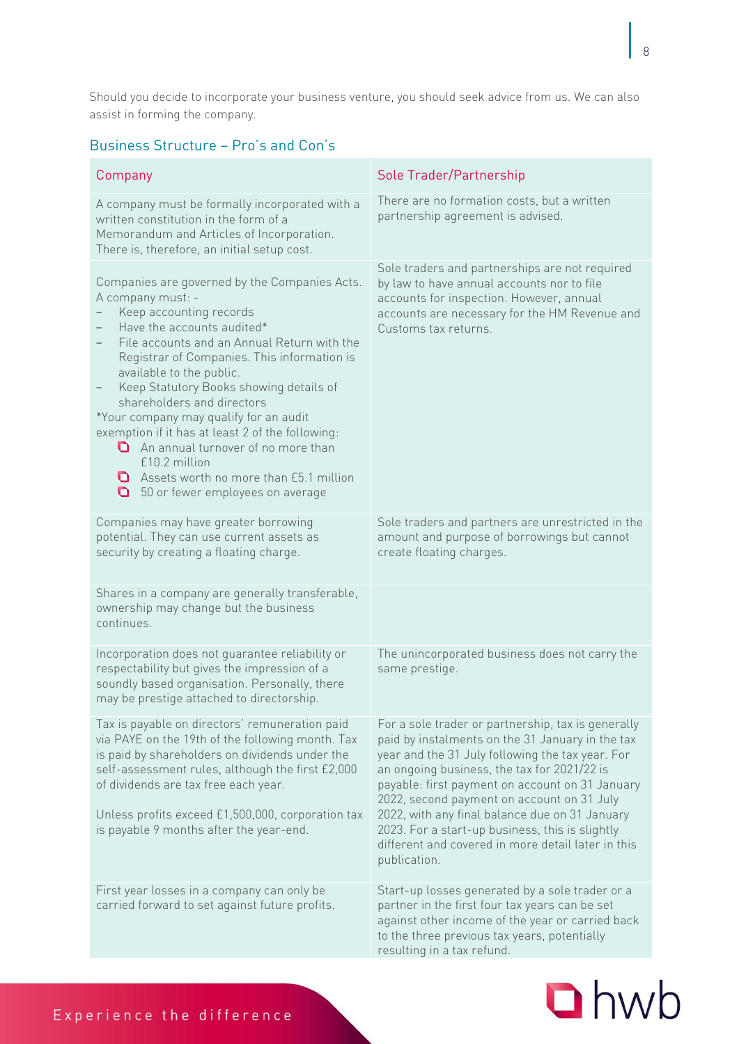Should you decide to incorporate your business venture, you should seek advice from us. We can also assist in forming the company.

## Business Structure – Pro's and Con's

| Company | Sole Trader/Partnership |
|---|---|
| A company must be formally incorporated with a written constitution in the form of a Memorandum and Articles of Incorporation. There is, therefore, an initial setup cost. | There are no formation costs, but a written partnership agreement is advised. |
| Companies are governed by the Companies Acts. A company must: -<br>– Keep accounting records<br>– Have the accounts audited*<br>– File accounts and an Annual Return with the Registrar of Companies. This information is available to the public.<br>– Keep Statutory Books showing details of shareholders and directors<br>*Your company may qualify for an audit exemption if it has at least 2 of the following:<br>• An annual turnover of no more than £10.2 million<br>• Assets worth no more than £5.1 million<br>• 50 or fewer employees on average | Sole traders and partnerships are not required by law to have annual accounts nor to file accounts for inspection. However, annual accounts are necessary for the HM Revenue and Customs tax returns. |
| Companies may have greater borrowing potential. They can use current assets as security by creating a floating charge. | Sole traders and partners are unrestricted in the amount and purpose of borrowings but cannot create floating charges. |
| Shares in a company are generally transferable, ownership may change but the business continues. | |
| Incorporation does not guarantee reliability or respectability but gives the impression of a soundly based organisation. Personally, there may be prestige attached to directorship. | The unincorporated business does not carry the same prestige. |
| Tax is payable on directors' remuneration paid via PAYE on the 19th of the following month. Tax is paid by shareholders on dividends under the self-assessment rules, although the first £2,000 of dividends are tax free each year.<br><br>Unless profits exceed £1,500,000, corporation tax is payable 9 months after the year-end. | For a sole trader or partnership, tax is generally paid by instalments on the 31 January in the tax year and the 31 July following the tax year. For an ongoing business, the tax for 2021/22 is payable: first payment on account on 31 January 2022, second payment on account on 31 July 2022, with any final balance due on 31 January 2023. For a start-up business, this is slightly different and covered in more detail later in this publication. |
| First year losses in a company can only be carried forward to set against future profits. | Start-up losses generated by a sole trader or a partner in the first four tax years can be set against other income of the year or carried back to the three previous tax years, potentially resulting in a tax refund. |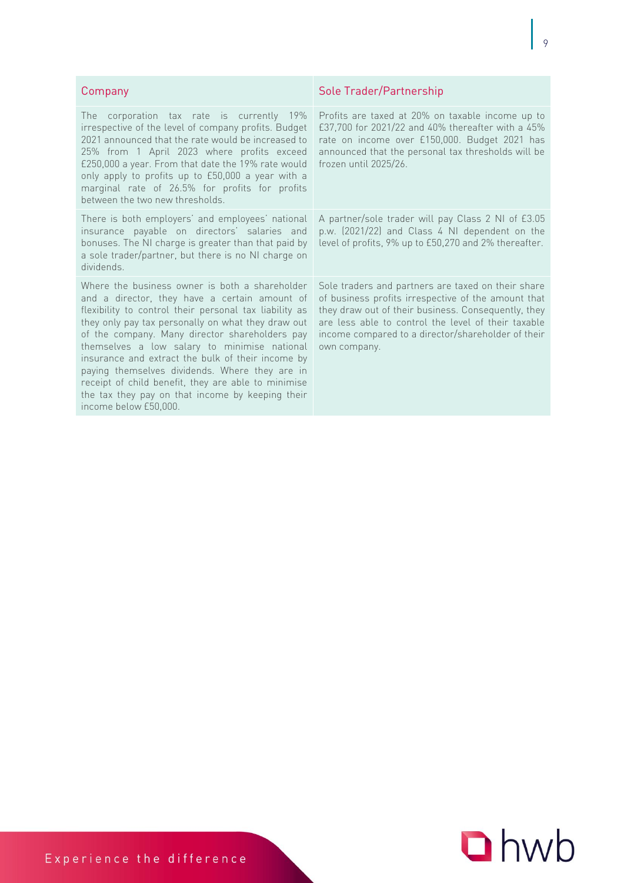| Company | Sole Trader/Partnership |
| --- | --- |
| The corporation tax rate is currently 19% irrespective of the level of company profits. Budget 2021 announced that the rate would be increased to 25% from 1 April 2023 where profits exceed £250,000 a year. From that date the 19% rate would only apply to profits up to £50,000 a year with a marginal rate of 26.5% for profits for profits between the two new thresholds. | Profits are taxed at 20% on taxable income up to £37,700 for 2021/22 and 40% thereafter with a 45% rate on income over £150,000. Budget 2021 has announced that the personal tax thresholds will be frozen until 2025/26. |
| There is both employers' and employees' national insurance payable on directors' salaries and bonuses. The NI charge is greater than that paid by a sole trader/partner, but there is no NI charge on dividends. | A partner/sole trader will pay Class 2 NI of £3.05 p.w. (2021/22) and Class 4 NI dependent on the level of profits, 9% up to £50,270 and 2% thereafter. |
| Where the business owner is both a shareholder and a director, they have a certain amount of flexibility to control their personal tax liability as they only pay tax personally on what they draw out of the company. Many director shareholders pay themselves a low salary to minimise national insurance and extract the bulk of their income by paying themselves dividends. Where they are in receipt of child benefit, they are able to minimise the tax they pay on that income by keeping their income below £50,000. | Sole traders and partners are taxed on their share of business profits irrespective of the amount that they draw out of their business. Consequently, they are less able to control the level of their taxable income compared to a director/shareholder of their own company. |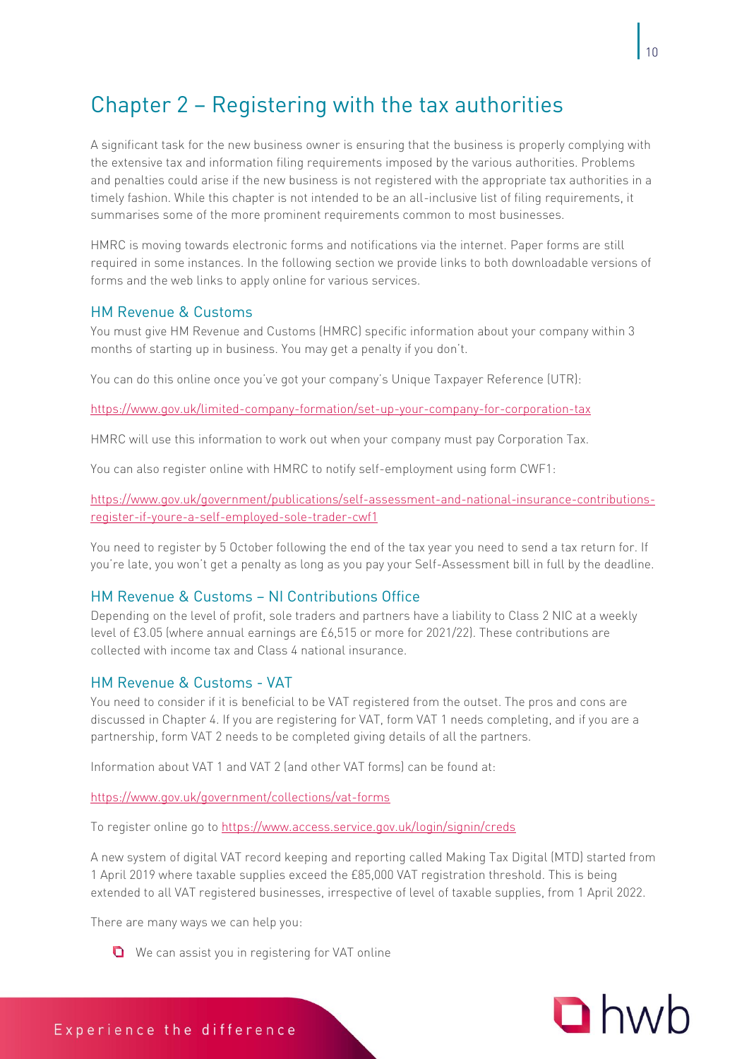# Chapter 2 – Registering with the tax authorities

A significant task for the new business owner is ensuring that the business is properly complying with the extensive tax and information filing requirements imposed by the various authorities. Problems and penalties could arise if the new business is not registered with the appropriate tax authorities in a timely fashion. While this chapter is not intended to be an all-inclusive list of filing requirements, it summarises some of the more prominent requirements common to most businesses.

HMRC is moving towards electronic forms and notifications via the internet. Paper forms are still required in some instances. In the following section we provide links to both downloadable versions of forms and the web links to apply online for various services.

## HM Revenue & Customs

You must give HM Revenue and Customs (HMRC) specific information about your company within 3 months of starting up in business. You may get a penalty if you don't.

You can do this online once you've got your company's Unique Taxpayer Reference (UTR):

https://www.gov.uk/limited-company-formation/set-up-your-company-for-corporation-tax

HMRC will use this information to work out when your company must pay Corporation Tax.

You can also register online with HMRC to notify self-employment using form CWF1:

https://www.gov.uk/government/publications/self-assessment-and-national-insurance-contributions-register-if-youre-a-self-employed-sole-trader-cwf1

You need to register by 5 October following the end of the tax year you need to send a tax return for. If you're late, you won't get a penalty as long as you pay your Self-Assessment bill in full by the deadline.

## HM Revenue & Customs – NI Contributions Office

Depending on the level of profit, sole traders and partners have a liability to Class 2 NIC at a weekly level of £3.05 (where annual earnings are £6,515 or more for 2021/22). These contributions are collected with income tax and Class 4 national insurance.

## HM Revenue & Customs - VAT

You need to consider if it is beneficial to be VAT registered from the outset. The pros and cons are discussed in Chapter 4. If you are registering for VAT, form VAT 1 needs completing, and if you are a partnership, form VAT 2 needs to be completed giving details of all the partners.

Information about VAT 1 and VAT 2 (and other VAT forms) can be found at:

https://www.gov.uk/government/collections/vat-forms

To register online go to https://www.access.service.gov.uk/login/signin/creds

A new system of digital VAT record keeping and reporting called Making Tax Digital (MTD) started from 1 April 2019 where taxable supplies exceed the £85,000 VAT registration threshold. This is being extended to all VAT registered businesses, irrespective of level of taxable supplies, from 1 April 2022.

There are many ways we can help you:

- We can assist you in registering for VAT online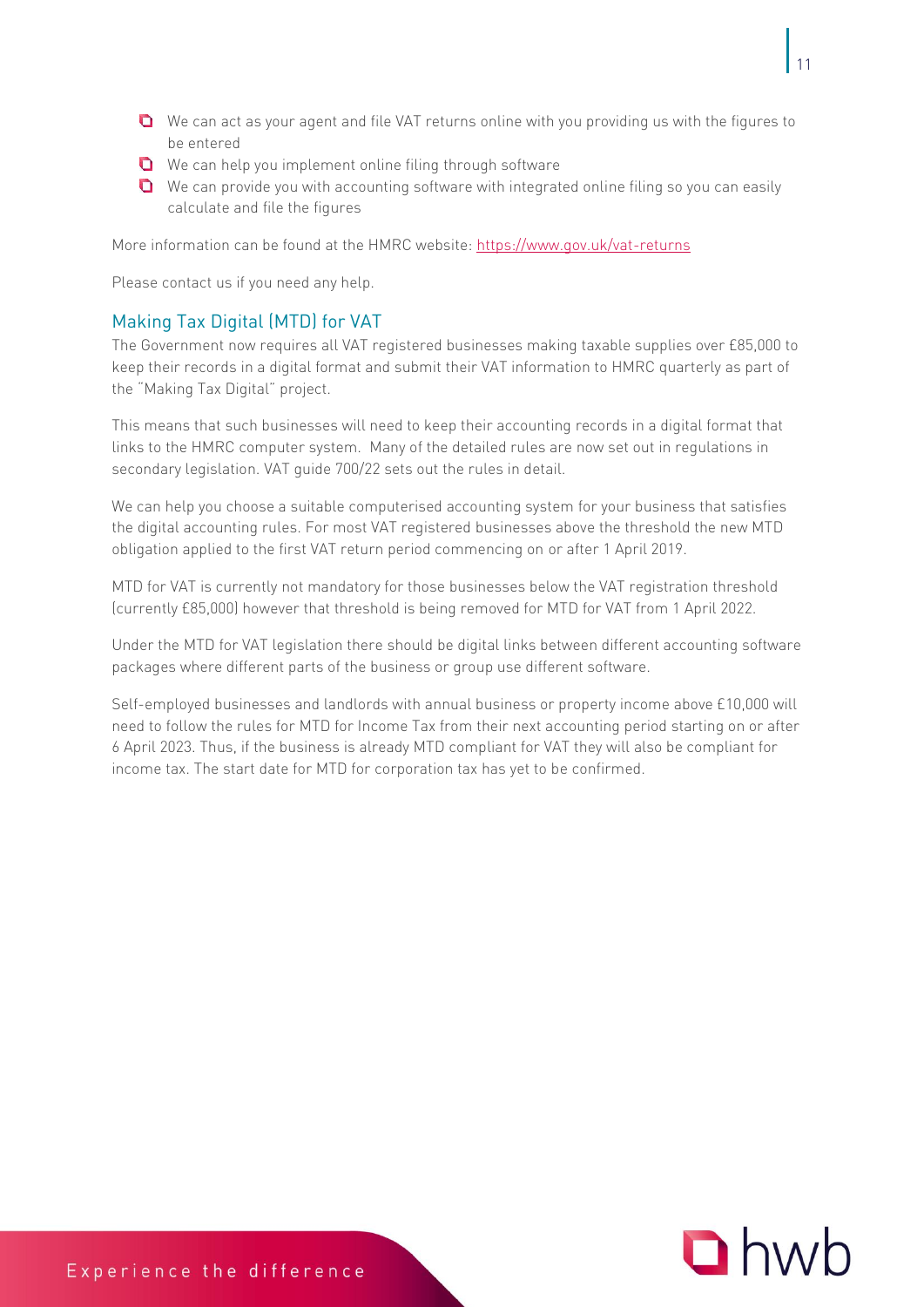- We can act as your agent and file VAT returns online with you providing us with the figures to be entered
- We can help you implement online filing through software
- We can provide you with accounting software with integrated online filing so you can easily calculate and file the figures

More information can be found at the HMRC website: [https://www.gov.uk/vat-returns](https://www.gov.uk/vat-returns)

Please contact us if you need any help.

## Making Tax Digital (MTD) for VAT

The Government now requires all VAT registered businesses making taxable supplies over £85,000 to keep their records in a digital format and submit their VAT information to HMRC quarterly as part of the "Making Tax Digital" project.

This means that such businesses will need to keep their accounting records in a digital format that links to the HMRC computer system. Many of the detailed rules are now set out in regulations in secondary legislation. VAT guide 700/22 sets out the rules in detail.

We can help you choose a suitable computerised accounting system for your business that satisfies the digital accounting rules. For most VAT registered businesses above the threshold the new MTD obligation applied to the first VAT return period commencing on or after 1 April 2019.

MTD for VAT is currently not mandatory for those businesses below the VAT registration threshold (currently £85,000) however that threshold is being removed for MTD for VAT from 1 April 2022.

Under the MTD for VAT legislation there should be digital links between different accounting software packages where different parts of the business or group use different software.

Self-employed businesses and landlords with annual business or property income above £10,000 will need to follow the rules for MTD for Income Tax from their next accounting period starting on or after 6 April 2023. Thus, if the business is already MTD compliant for VAT they will also be compliant for income tax. The start date for MTD for corporation tax has yet to be confirmed.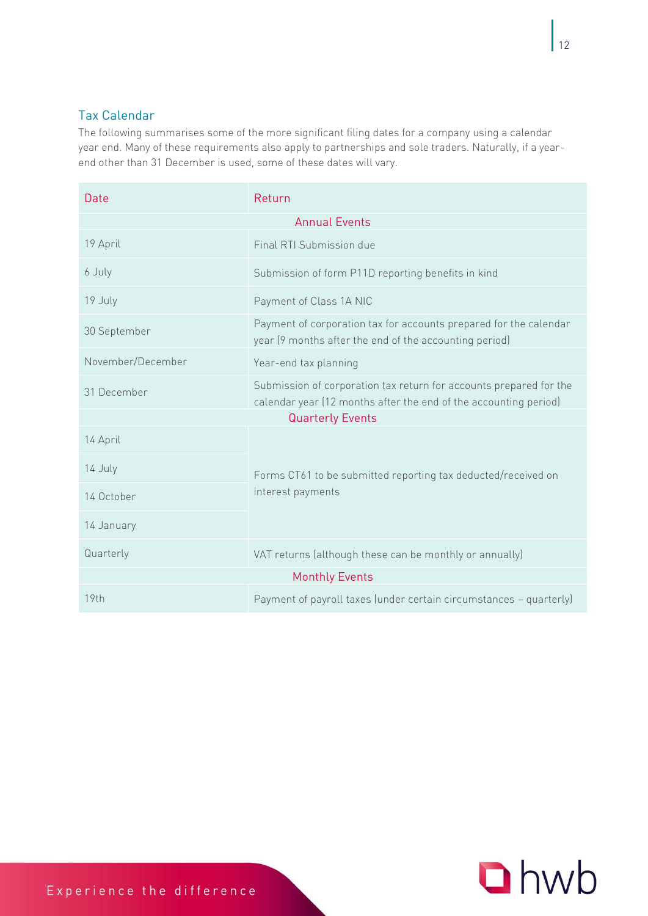## Tax Calendar

The following summarises some of the more significant filing dates for a company using a calendar year end. Many of these requirements also apply to partnerships and sole traders. Naturally, if a year-end other than 31 December is used, some of these dates will vary.

| Date | Return |
|---|---|
| **Annual Events** | |
| 19 April | Final RTI Submission due |
| 6 July | Submission of form P11D reporting benefits in kind |
| 19 July | Payment of Class 1A NIC |
| 30 September | Payment of corporation tax for accounts prepared for the calendar year (9 months after the end of the accounting period) |
| November/December | Year-end tax planning |
| 31 December | Submission of corporation tax return for accounts prepared for the calendar year (12 months after the end of the accounting period) |
| **Quarterly Events** | |
| 14 April | Forms CT61 to be submitted reporting tax deducted/received on interest payments |
| 14 July | |
| 14 October | |
| 14 January | |
| Quarterly | VAT returns (although these can be monthly or annually) |
| **Monthly Events** | |
| 19th | Payment of payroll taxes (under certain circumstances – quarterly) |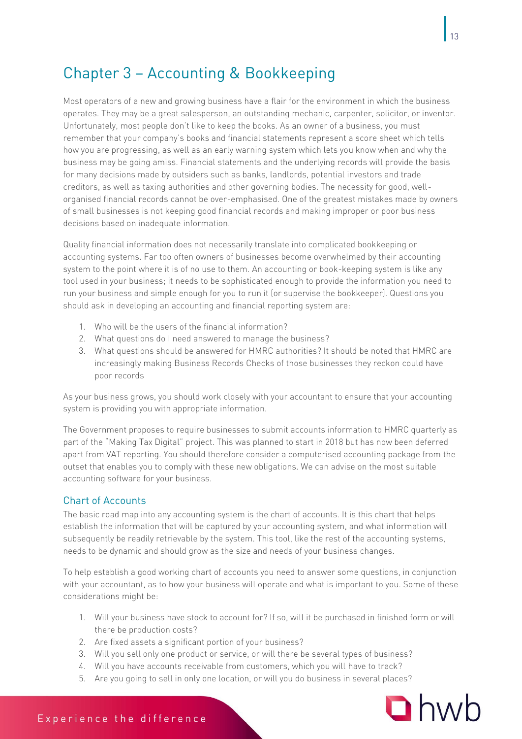# Chapter 3 – Accounting & Bookkeeping

Most operators of a new and growing business have a flair for the environment in which the business operates. They may be a great salesperson, an outstanding mechanic, carpenter, solicitor, or inventor. Unfortunately, most people don't like to keep the books. As an owner of a business, you must remember that your company's books and financial statements represent a score sheet which tells how you are progressing, as well as an early warning system which lets you know when and why the business may be going amiss. Financial statements and the underlying records will provide the basis for many decisions made by outsiders such as banks, landlords, potential investors and trade creditors, as well as taxing authorities and other governing bodies. The necessity for good, well-organised financial records cannot be over-emphasised. One of the greatest mistakes made by owners of small businesses is not keeping good financial records and making improper or poor business decisions based on inadequate information.

Quality financial information does not necessarily translate into complicated bookkeeping or accounting systems. Far too often owners of businesses become overwhelmed by their accounting system to the point where it is of no use to them. An accounting or book-keeping system is like any tool used in your business; it needs to be sophisticated enough to provide the information you need to run your business and simple enough for you to run it (or supervise the bookkeeper). Questions you should ask in developing an accounting and financial reporting system are:

1. Who will be the users of the financial information?
2. What questions do I need answered to manage the business?
3. What questions should be answered for HMRC authorities? It should be noted that HMRC are increasingly making Business Records Checks of those businesses they reckon could have poor records

As your business grows, you should work closely with your accountant to ensure that your accounting system is providing you with appropriate information.

The Government proposes to require businesses to submit accounts information to HMRC quarterly as part of the "Making Tax Digital" project. This was planned to start in 2018 but has now been deferred apart from VAT reporting. You should therefore consider a computerised accounting package from the outset that enables you to comply with these new obligations. We can advise on the most suitable accounting software for your business.

## Chart of Accounts

The basic road map into any accounting system is the chart of accounts. It is this chart that helps establish the information that will be captured by your accounting system, and what information will subsequently be readily retrievable by the system. This tool, like the rest of the accounting systems, needs to be dynamic and should grow as the size and needs of your business changes.

To help establish a good working chart of accounts you need to answer some questions, in conjunction with your accountant, as to how your business will operate and what is important to you. Some of these considerations might be:

1. Will your business have stock to account for? If so, will it be purchased in finished form or will there be production costs?
2. Are fixed assets a significant portion of your business?
3. Will you sell only one product or service, or will there be several types of business?
4. Will you have accounts receivable from customers, which you will have to track?
5. Are you going to sell in only one location, or will you do business in several places?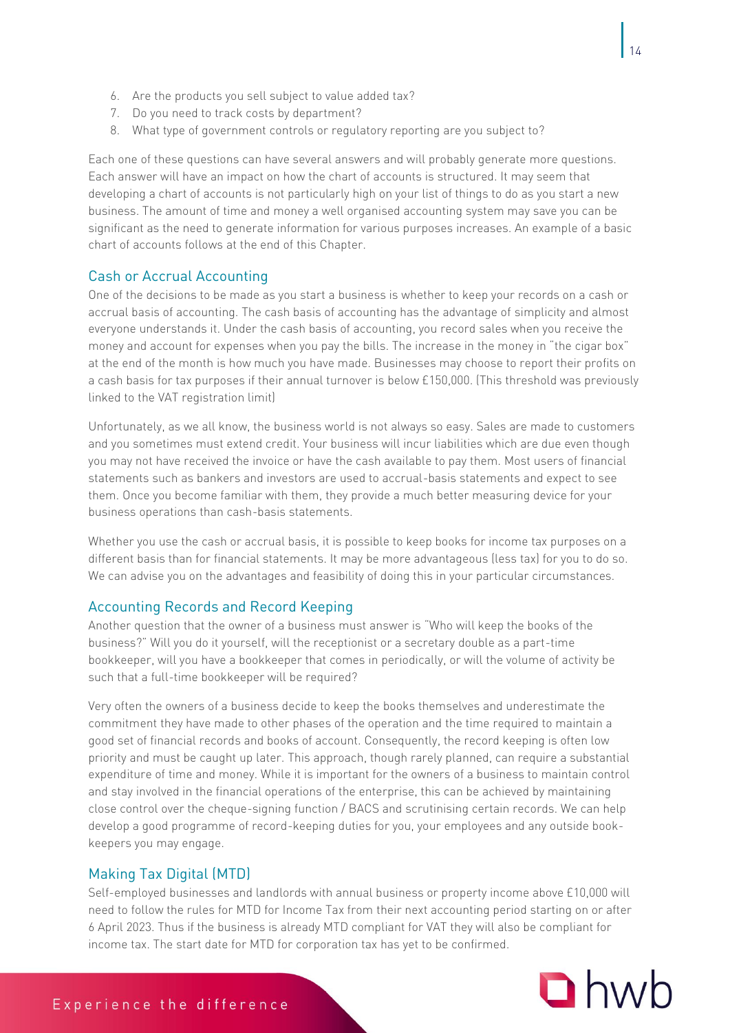6. Are the products you sell subject to value added tax?
7. Do you need to track costs by department?
8. What type of government controls or regulatory reporting are you subject to?

Each one of these questions can have several answers and will probably generate more questions. Each answer will have an impact on how the chart of accounts is structured. It may seem that developing a chart of accounts is not particularly high on your list of things to do as you start a new business. The amount of time and money a well organised accounting system may save you can be significant as the need to generate information for various purposes increases. An example of a basic chart of accounts follows at the end of this Chapter.

## Cash or Accrual Accounting

One of the decisions to be made as you start a business is whether to keep your records on a cash or accrual basis of accounting. The cash basis of accounting has the advantage of simplicity and almost everyone understands it. Under the cash basis of accounting, you record sales when you receive the money and account for expenses when you pay the bills. The increase in the money in "the cigar box" at the end of the month is how much you have made. Businesses may choose to report their profits on a cash basis for tax purposes if their annual turnover is below £150,000. (This threshold was previously linked to the VAT registration limit)

Unfortunately, as we all know, the business world is not always so easy. Sales are made to customers and you sometimes must extend credit. Your business will incur liabilities which are due even though you may not have received the invoice or have the cash available to pay them. Most users of financial statements such as bankers and investors are used to accrual-basis statements and expect to see them. Once you become familiar with them, they provide a much better measuring device for your business operations than cash-basis statements.

Whether you use the cash or accrual basis, it is possible to keep books for income tax purposes on a different basis than for financial statements. It may be more advantageous (less tax) for you to do so. We can advise you on the advantages and feasibility of doing this in your particular circumstances.

## Accounting Records and Record Keeping

Another question that the owner of a business must answer is "Who will keep the books of the business?" Will you do it yourself, will the receptionist or a secretary double as a part-time bookkeeper, will you have a bookkeeper that comes in periodically, or will the volume of activity be such that a full-time bookkeeper will be required?

Very often the owners of a business decide to keep the books themselves and underestimate the commitment they have made to other phases of the operation and the time required to maintain a good set of financial records and books of account. Consequently, the record keeping is often low priority and must be caught up later. This approach, though rarely planned, can require a substantial expenditure of time and money. While it is important for the owners of a business to maintain control and stay involved in the financial operations of the enterprise, this can be achieved by maintaining close control over the cheque-signing function / BACS and scrutinising certain records. We can help develop a good programme of record-keeping duties for you, your employees and any outside book-keepers you may engage.

## Making Tax Digital (MTD)

Self-employed businesses and landlords with annual business or property income above £10,000 will need to follow the rules for MTD for Income Tax from their next accounting period starting on or after 6 April 2023. Thus if the business is already MTD compliant for VAT they will also be compliant for income tax. The start date for MTD for corporation tax has yet to be confirmed.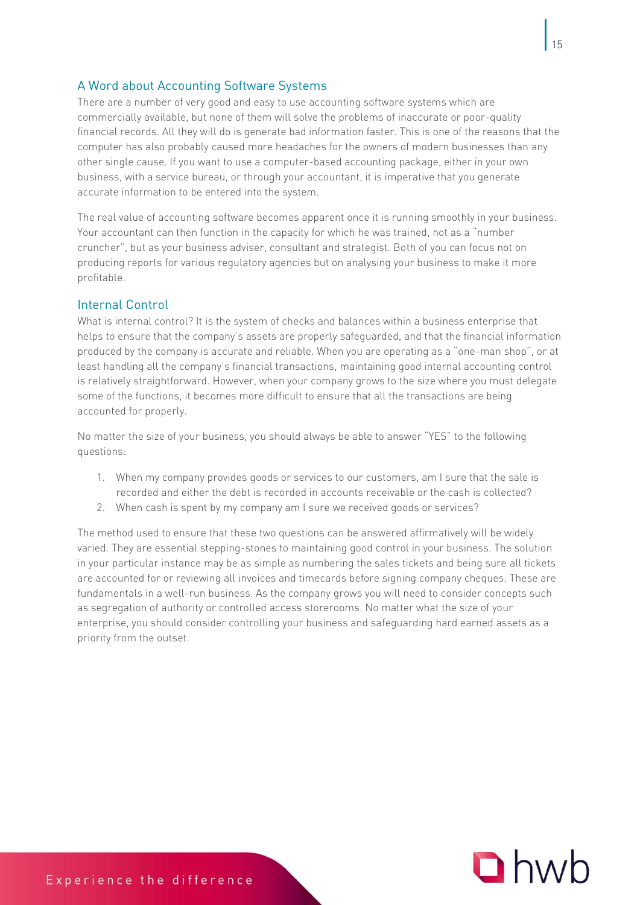## A Word about Accounting Software Systems

There are a number of very good and easy to use accounting software systems which are commercially available, but none of them will solve the problems of inaccurate or poor-quality financial records. All they will do is generate bad information faster. This is one of the reasons that the computer has also probably caused more headaches for the owners of modern businesses than any other single cause. If you want to use a computer-based accounting package, either in your own business, with a service bureau, or through your accountant, it is imperative that you generate accurate information to be entered into the system.

The real value of accounting software becomes apparent once it is running smoothly in your business. Your accountant can then function in the capacity for which he was trained, not as a "number cruncher", but as your business adviser, consultant and strategist. Both of you can focus not on producing reports for various regulatory agencies but on analysing your business to make it more profitable.

## Internal Control

What is internal control? It is the system of checks and balances within a business enterprise that helps to ensure that the company's assets are properly safeguarded, and that the financial information produced by the company is accurate and reliable. When you are operating as a "one-man shop", or at least handling all the company's financial transactions, maintaining good internal accounting control is relatively straightforward. However, when your company grows to the size where you must delegate some of the functions, it becomes more difficult to ensure that all the transactions are being accounted for properly.

No matter the size of your business, you should always be able to answer "YES" to the following questions:

1. When my company provides goods or services to our customers, am I sure that the sale is recorded and either the debt is recorded in accounts receivable or the cash is collected?
2. When cash is spent by my company am I sure we received goods or services?

The method used to ensure that these two questions can be answered affirmatively will be widely varied. They are essential stepping-stones to maintaining good control in your business. The solution in your particular instance may be as simple as numbering the sales tickets and being sure all tickets are accounted for or reviewing all invoices and timecards before signing company cheques. These are fundamentals in a well-run business. As the company grows you will need to consider concepts such as segregation of authority or controlled access storerooms. No matter what the size of your enterprise, you should consider controlling your business and safeguarding hard earned assets as a priority from the outset.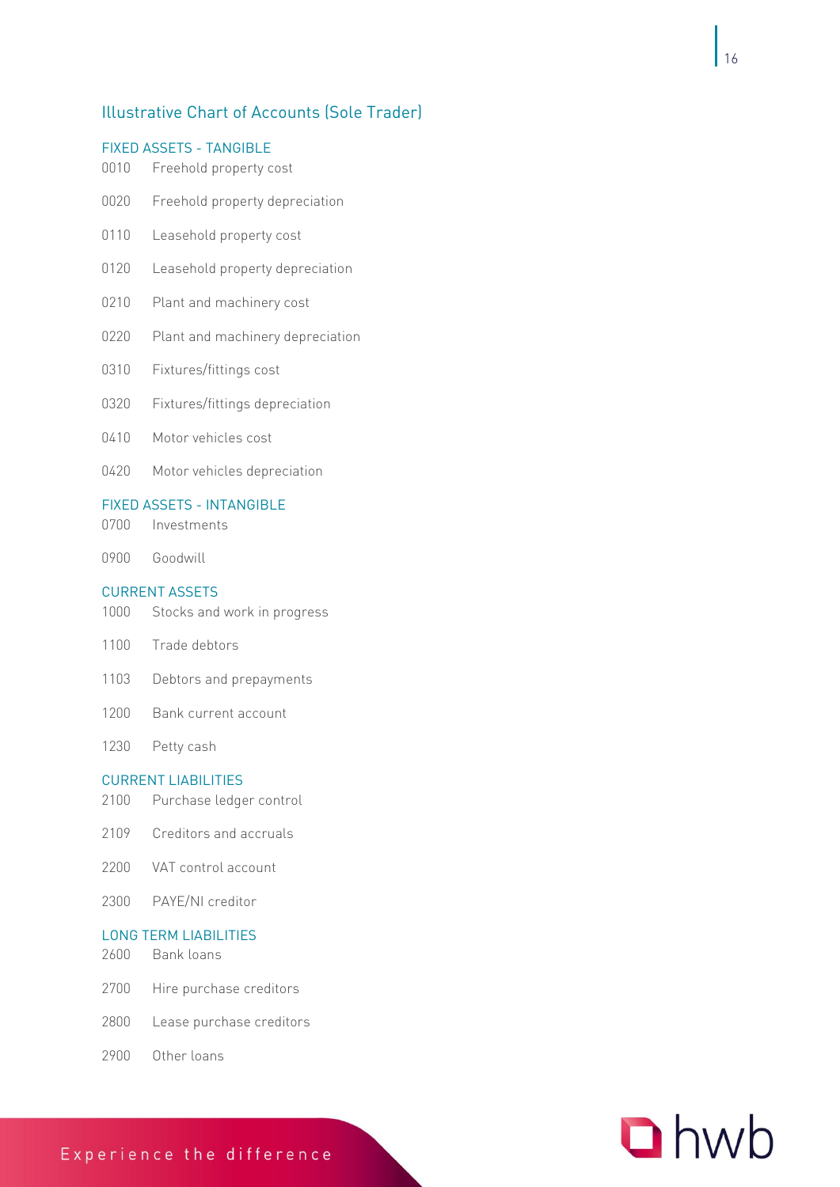## Illustrative Chart of Accounts (Sole Trader)

### FIXED ASSETS - TANGIBLE

0010 Freehold property cost

0020 Freehold property depreciation

0110 Leasehold property cost

0120 Leasehold property depreciation

0210 Plant and machinery cost

0220 Plant and machinery depreciation

0310 Fixtures/fittings cost

0320 Fixtures/fittings depreciation

0410 Motor vehicles cost

0420 Motor vehicles depreciation

### FIXED ASSETS - INTANGIBLE

0700 Investments

0900 Goodwill

### CURRENT ASSETS

1000 Stocks and work in progress

1100 Trade debtors

1103 Debtors and prepayments

1200 Bank current account

1230 Petty cash

### CURRENT LIABILITIES

2100 Purchase ledger control

2109 Creditors and accruals

2200 VAT control account

2300 PAYE/NI creditor

### LONG TERM LIABILITIES

2600 Bank loans

2700 Hire purchase creditors

2800 Lease purchase creditors

2900 Other loans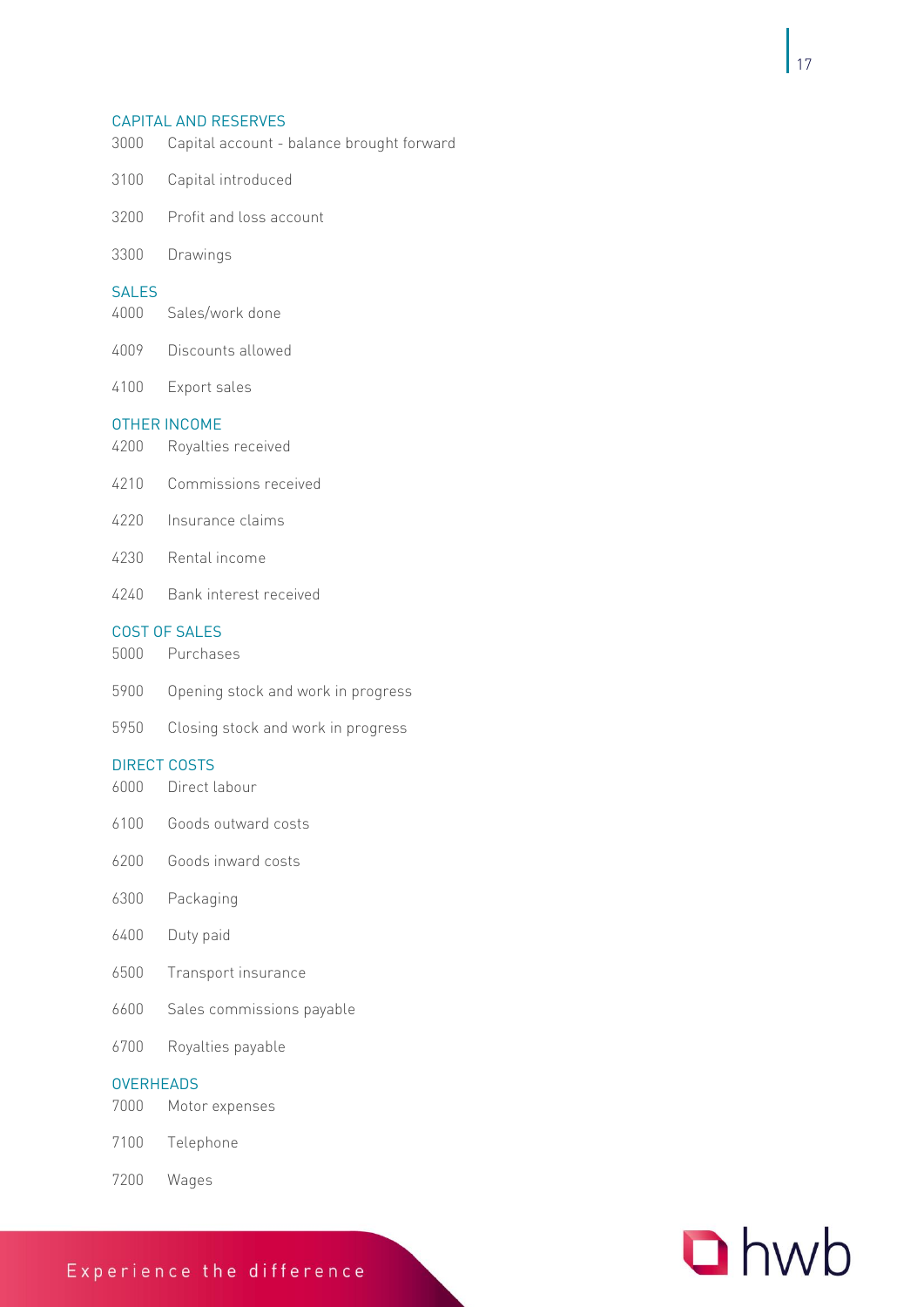## CAPITAL AND RESERVES

3000 Capital account - balance brought forward

3100 Capital introduced

3200 Profit and loss account

3300 Drawings

## SALES

4000 Sales/work done

4009 Discounts allowed

4100 Export sales

## OTHER INCOME

4200 Royalties received

4210 Commissions received

4220 Insurance claims

4230 Rental income

4240 Bank interest received

## COST OF SALES

5000 Purchases

5900 Opening stock and work in progress

5950 Closing stock and work in progress

## DIRECT COSTS

6000 Direct labour

6100 Goods outward costs

6200 Goods inward costs

6300 Packaging

6400 Duty paid

6500 Transport insurance

6600 Sales commissions payable

6700 Royalties payable

## OVERHEADS

7000 Motor expenses

7100 Telephone

7200 Wages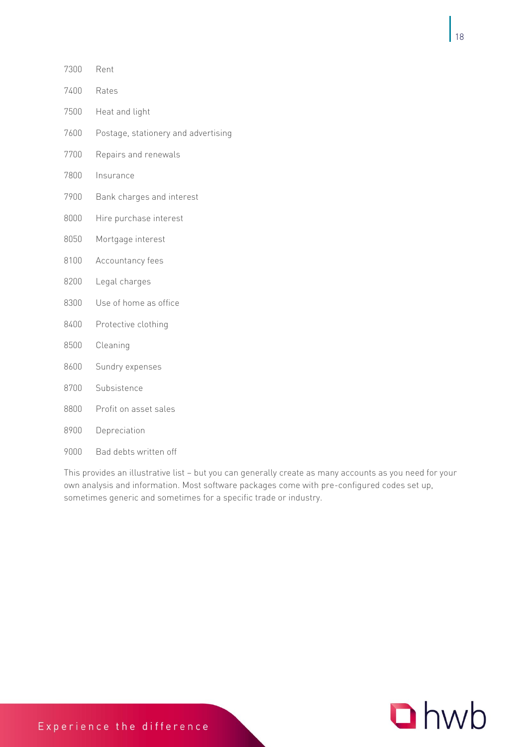| | |
|---|---|
| 7300 | Rent |
| 7400 | Rates |
| 7500 | Heat and light |
| 7600 | Postage, stationery and advertising |
| 7700 | Repairs and renewals |
| 7800 | Insurance |
| 7900 | Bank charges and interest |
| 8000 | Hire purchase interest |
| 8050 | Mortgage interest |
| 8100 | Accountancy fees |
| 8200 | Legal charges |
| 8300 | Use of home as office |
| 8400 | Protective clothing |
| 8500 | Cleaning |
| 8600 | Sundry expenses |
| 8700 | Subsistence |
| 8800 | Profit on asset sales |
| 8900 | Depreciation |
| 9000 | Bad debts written off |

This provides an illustrative list – but you can generally create as many accounts as you need for your own analysis and information. Most software packages come with pre-configured codes set up, sometimes generic and sometimes for a specific trade or industry.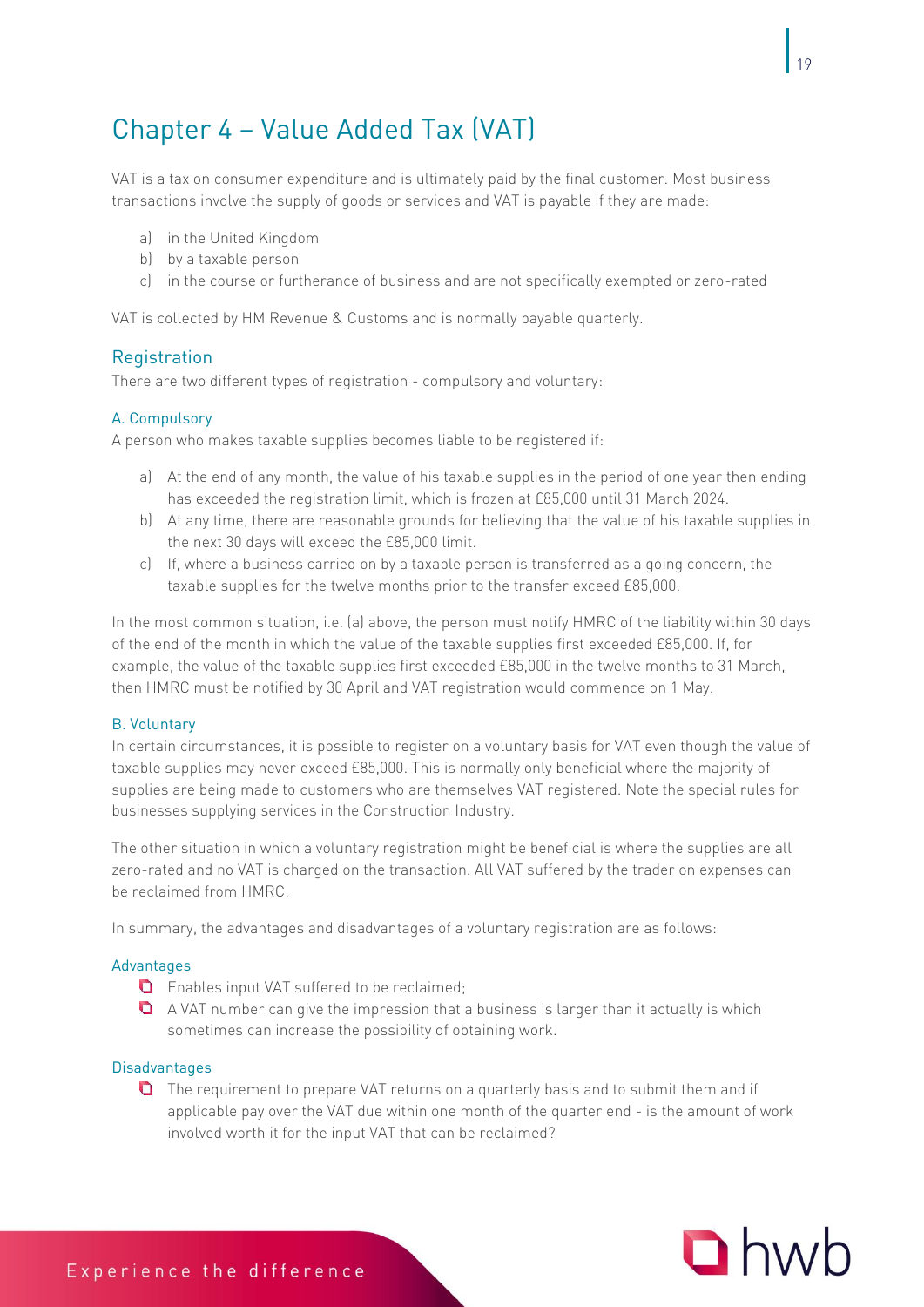# Chapter 4 – Value Added Tax (VAT)

VAT is a tax on consumer expenditure and is ultimately paid by the final customer. Most business transactions involve the supply of goods or services and VAT is payable if they are made:

a) in the United Kingdom
b) by a taxable person
c) in the course or furtherance of business and are not specifically exempted or zero-rated

VAT is collected by HM Revenue & Customs and is normally payable quarterly.

## Registration

There are two different types of registration - compulsory and voluntary:

### A. Compulsory

A person who makes taxable supplies becomes liable to be registered if:

a) At the end of any month, the value of his taxable supplies in the period of one year then ending has exceeded the registration limit, which is frozen at £85,000 until 31 March 2024.
b) At any time, there are reasonable grounds for believing that the value of his taxable supplies in the next 30 days will exceed the £85,000 limit.
c) If, where a business carried on by a taxable person is transferred as a going concern, the taxable supplies for the twelve months prior to the transfer exceed £85,000.

In the most common situation, i.e. (a) above, the person must notify HMRC of the liability within 30 days of the end of the month in which the value of the taxable supplies first exceeded £85,000. If, for example, the value of the taxable supplies first exceeded £85,000 in the twelve months to 31 March, then HMRC must be notified by 30 April and VAT registration would commence on 1 May.

### B. Voluntary

In certain circumstances, it is possible to register on a voluntary basis for VAT even though the value of taxable supplies may never exceed £85,000. This is normally only beneficial where the majority of supplies are being made to customers who are themselves VAT registered. Note the special rules for businesses supplying services in the Construction Industry.

The other situation in which a voluntary registration might be beneficial is where the supplies are all zero-rated and no VAT is charged on the transaction. All VAT suffered by the trader on expenses can be reclaimed from HMRC.

In summary, the advantages and disadvantages of a voluntary registration are as follows:

#### Advantages

- Enables input VAT suffered to be reclaimed;
- A VAT number can give the impression that a business is larger than it actually is which sometimes can increase the possibility of obtaining work.

#### Disadvantages

- The requirement to prepare VAT returns on a quarterly basis and to submit them and if applicable pay over the VAT due within one month of the quarter end - is the amount of work involved worth it for the input VAT that can be reclaimed?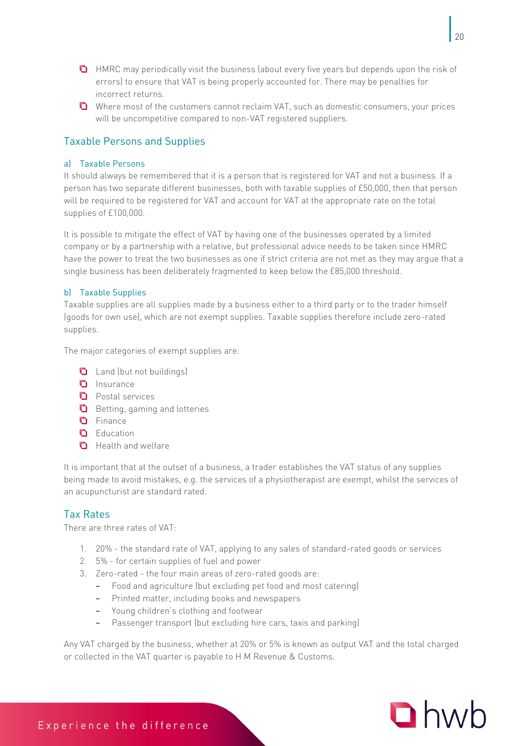- HMRC may periodically visit the business (about every five years but depends upon the risk of errors) to ensure that VAT is being properly accounted for. There may be penalties for incorrect returns.
- Where most of the customers cannot reclaim VAT, such as domestic consumers, your prices will be uncompetitive compared to non-VAT registered suppliers.

## Taxable Persons and Supplies

### a) Taxable Persons

It should always be remembered that it is a person that is registered for VAT and not a business. If a person has two separate different businesses, both with taxable supplies of £50,000, then that person will be required to be registered for VAT and account for VAT at the appropriate rate on the total supplies of £100,000.

It is possible to mitigate the effect of VAT by having one of the businesses operated by a limited company or by a partnership with a relative, but professional advice needs to be taken since HMRC have the power to treat the two businesses as one if strict criteria are not met as they may argue that a single business has been deliberately fragmented to keep below the £85,000 threshold.

### b) Taxable Supplies

Taxable supplies are all supplies made by a business either to a third party or to the trader himself (goods for own use), which are not exempt supplies. Taxable supplies therefore include zero-rated supplies.

The major categories of exempt supplies are:

- Land (but not buildings)
- Insurance
- Postal services
- Betting, gaming and lotteries
- Finance
- Education
- Health and welfare

It is important that at the outset of a business, a trader establishes the VAT status of any supplies being made to avoid mistakes, e.g. the services of a physiotherapist are exempt, whilst the services of an acupuncturist are standard rated.

## Tax Rates

There are three rates of VAT:

1. 20% - the standard rate of VAT, applying to any sales of standard-rated goods or services
2. 5% - for certain supplies of fuel and power
3. Zero-rated - the four main areas of zero-rated goods are:
   - Food and agriculture (but excluding pet food and most catering)
   - Printed matter, including books and newspapers
   - Young children's clothing and footwear
   - Passenger transport (but excluding hire cars, taxis and parking)

Any VAT charged by the business, whether at 20% or 5% is known as output VAT and the total charged or collected in the VAT quarter is payable to H M Revenue & Customs.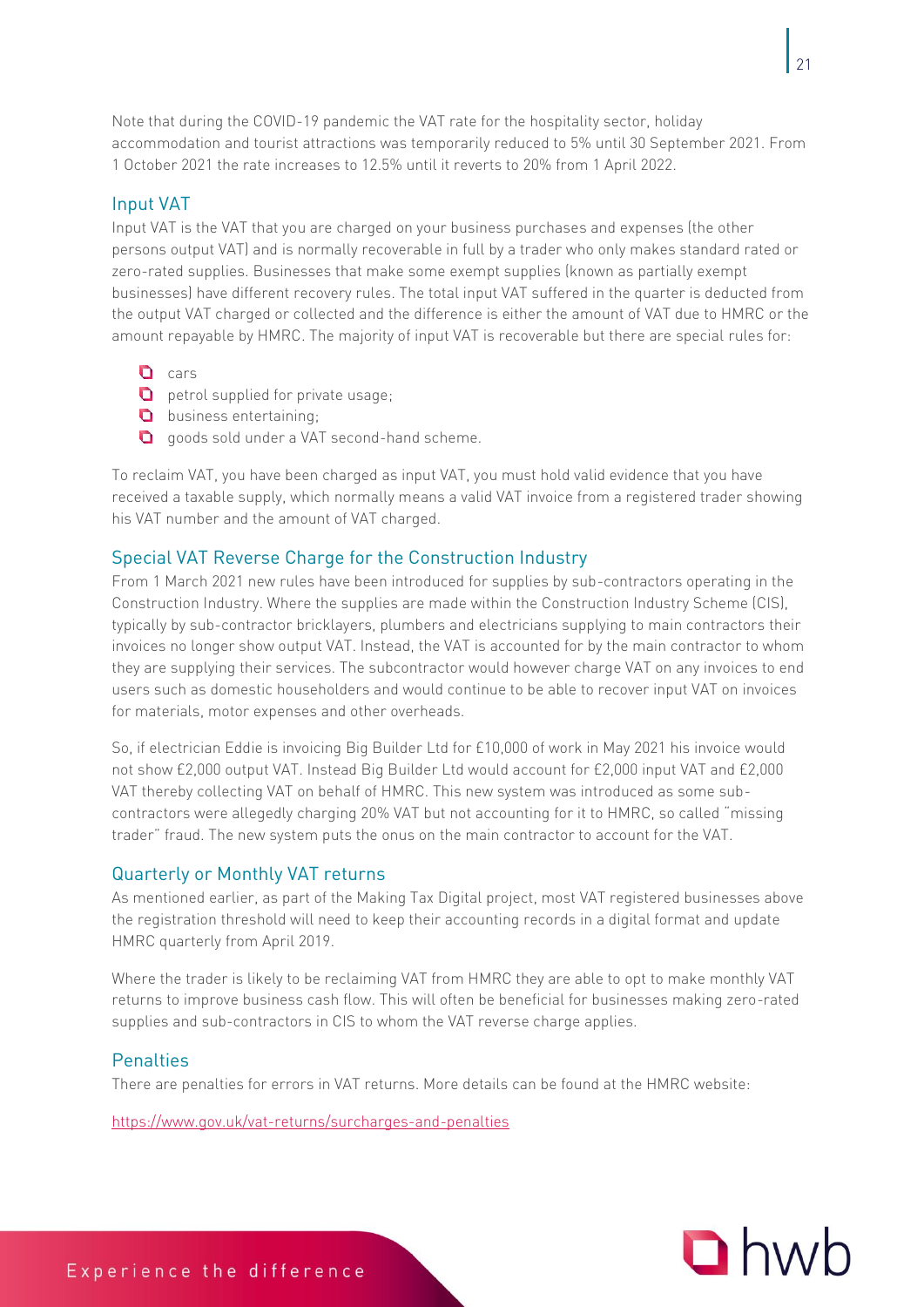Note that during the COVID-19 pandemic the VAT rate for the hospitality sector, holiday accommodation and tourist attractions was temporarily reduced to 5% until 30 September 2021. From 1 October 2021 the rate increases to 12.5% until it reverts to 20% from 1 April 2022.

## Input VAT

Input VAT is the VAT that you are charged on your business purchases and expenses (the other persons output VAT) and is normally recoverable in full by a trader who only makes standard rated or zero-rated supplies. Businesses that make some exempt supplies (known as partially exempt businesses) have different recovery rules. The total input VAT suffered in the quarter is deducted from the output VAT charged or collected and the difference is either the amount of VAT due to HMRC or the amount repayable by HMRC. The majority of input VAT is recoverable but there are special rules for:

- cars
- petrol supplied for private usage;
- business entertaining;
- goods sold under a VAT second-hand scheme.

To reclaim VAT, you have been charged as input VAT, you must hold valid evidence that you have received a taxable supply, which normally means a valid VAT invoice from a registered trader showing his VAT number and the amount of VAT charged.

## Special VAT Reverse Charge for the Construction Industry

From 1 March 2021 new rules have been introduced for supplies by sub-contractors operating in the Construction Industry. Where the supplies are made within the Construction Industry Scheme (CIS), typically by sub-contractor bricklayers, plumbers and electricians supplying to main contractors their invoices no longer show output VAT. Instead, the VAT is accounted for by the main contractor to whom they are supplying their services. The subcontractor would however charge VAT on any invoices to end users such as domestic householders and would continue to be able to recover input VAT on invoices for materials, motor expenses and other overheads.

So, if electrician Eddie is invoicing Big Builder Ltd for £10,000 of work in May 2021 his invoice would not show £2,000 output VAT. Instead Big Builder Ltd would account for £2,000 input VAT and £2,000 VAT thereby collecting VAT on behalf of HMRC. This new system was introduced as some sub-contractors were allegedly charging 20% VAT but not accounting for it to HMRC, so called "missing trader" fraud. The new system puts the onus on the main contractor to account for the VAT.

## Quarterly or Monthly VAT returns

As mentioned earlier, as part of the Making Tax Digital project, most VAT registered businesses above the registration threshold will need to keep their accounting records in a digital format and update HMRC quarterly from April 2019.

Where the trader is likely to be reclaiming VAT from HMRC they are able to opt to make monthly VAT returns to improve business cash flow. This will often be beneficial for businesses making zero-rated supplies and sub-contractors in CIS to whom the VAT reverse charge applies.

## Penalties

There are penalties for errors in VAT returns. More details can be found at the HMRC website:

https://www.gov.uk/vat-returns/surcharges-and-penalties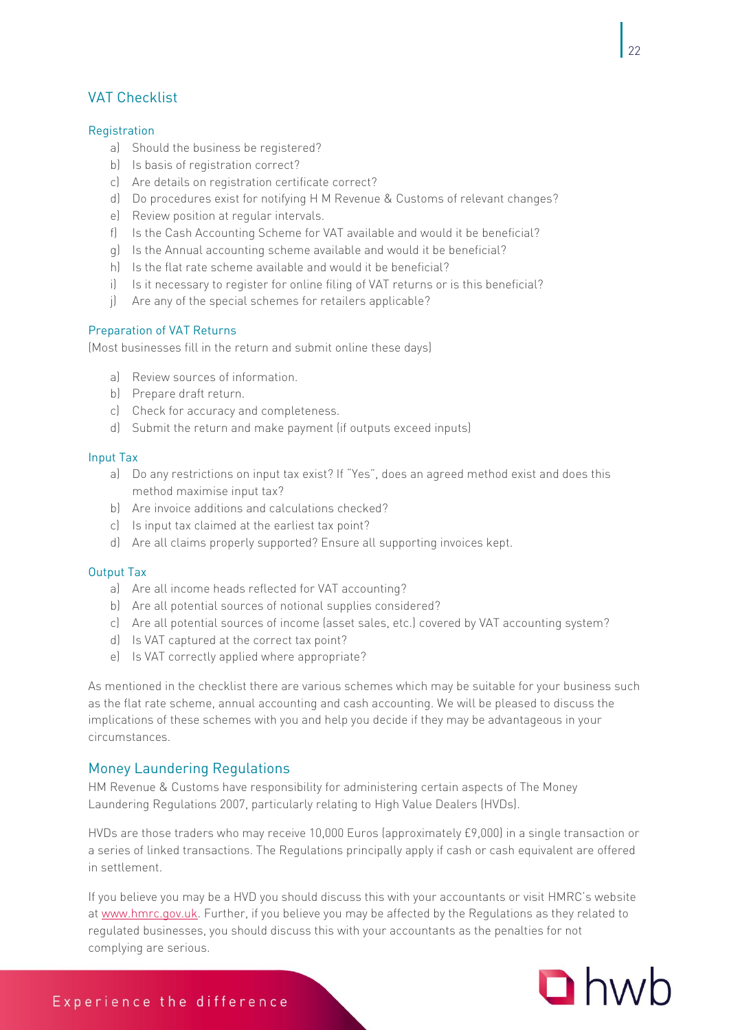## VAT Checklist

### Registration

a) Should the business be registered?
b) Is basis of registration correct?
c) Are details on registration certificate correct?
d) Do procedures exist for notifying H M Revenue & Customs of relevant changes?
e) Review position at regular intervals.
f) Is the Cash Accounting Scheme for VAT available and would it be beneficial?
g) Is the Annual accounting scheme available and would it be beneficial?
h) Is the flat rate scheme available and would it be beneficial?
i) Is it necessary to register for online filing of VAT returns or is this beneficial?
j) Are any of the special schemes for retailers applicable?

### Preparation of VAT Returns

(Most businesses fill in the return and submit online these days)

a) Review sources of information.
b) Prepare draft return.
c) Check for accuracy and completeness.
d) Submit the return and make payment (if outputs exceed inputs)

### Input Tax

a) Do any restrictions on input tax exist? If "Yes", does an agreed method exist and does this method maximise input tax?
b) Are invoice additions and calculations checked?
c) Is input tax claimed at the earliest tax point?
d) Are all claims properly supported? Ensure all supporting invoices kept.

### Output Tax

a) Are all income heads reflected for VAT accounting?
b) Are all potential sources of notional supplies considered?
c) Are all potential sources of income (asset sales, etc.) covered by VAT accounting system?
d) Is VAT captured at the correct tax point?
e) Is VAT correctly applied where appropriate?

As mentioned in the checklist there are various schemes which may be suitable for your business such as the flat rate scheme, annual accounting and cash accounting. We will be pleased to discuss the implications of these schemes with you and help you decide if they may be advantageous in your circumstances.

## Money Laundering Regulations

HM Revenue & Customs have responsibility for administering certain aspects of The Money Laundering Regulations 2007, particularly relating to High Value Dealers (HVDs).

HVDs are those traders who may receive 10,000 Euros (approximately £9,000) in a single transaction or a series of linked transactions. The Regulations principally apply if cash or cash equivalent are offered in settlement.

If you believe you may be a HVD you should discuss this with your accountants or visit HMRC's website at www.hmrc.gov.uk. Further, if you believe you may be affected by the Regulations as they related to regulated businesses, you should discuss this with your accountants as the penalties for not complying are serious.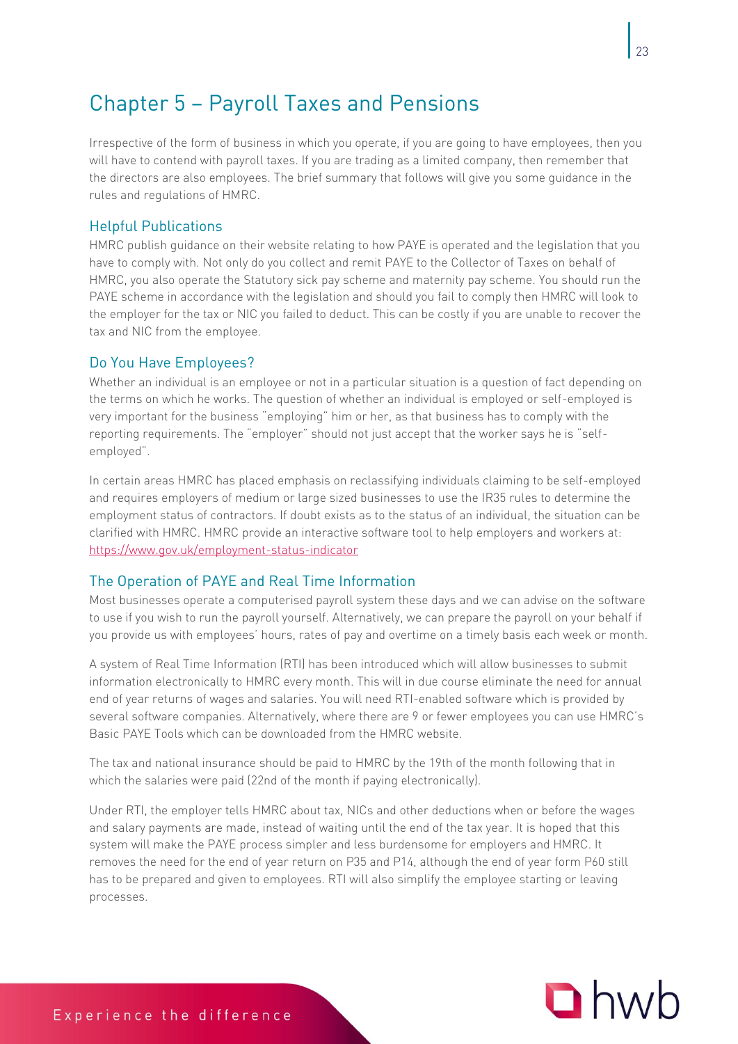# Chapter 5 – Payroll Taxes and Pensions

Irrespective of the form of business in which you operate, if you are going to have employees, then you will have to contend with payroll taxes. If you are trading as a limited company, then remember that the directors are also employees. The brief summary that follows will give you some guidance in the rules and regulations of HMRC.

## Helpful Publications

HMRC publish guidance on their website relating to how PAYE is operated and the legislation that you have to comply with. Not only do you collect and remit PAYE to the Collector of Taxes on behalf of HMRC, you also operate the Statutory sick pay scheme and maternity pay scheme. You should run the PAYE scheme in accordance with the legislation and should you fail to comply then HMRC will look to the employer for the tax or NIC you failed to deduct. This can be costly if you are unable to recover the tax and NIC from the employee.

## Do You Have Employees?

Whether an individual is an employee or not in a particular situation is a question of fact depending on the terms on which he works. The question of whether an individual is employed or self-employed is very important for the business "employing" him or her, as that business has to comply with the reporting requirements. The "employer" should not just accept that the worker says he is "self-employed".

In certain areas HMRC has placed emphasis on reclassifying individuals claiming to be self-employed and requires employers of medium or large sized businesses to use the IR35 rules to determine the employment status of contractors. If doubt exists as to the status of an individual, the situation can be clarified with HMRC. HMRC provide an interactive software tool to help employers and workers at: [https://www.gov.uk/employment-status-indicator](https://www.gov.uk/employment-status-indicator)

## The Operation of PAYE and Real Time Information

Most businesses operate a computerised payroll system these days and we can advise on the software to use if you wish to run the payroll yourself. Alternatively, we can prepare the payroll on your behalf if you provide us with employees' hours, rates of pay and overtime on a timely basis each week or month.

A system of Real Time Information (RTI) has been introduced which will allow businesses to submit information electronically to HMRC every month. This will in due course eliminate the need for annual end of year returns of wages and salaries. You will need RTI-enabled software which is provided by several software companies. Alternatively, where there are 9 or fewer employees you can use HMRC's Basic PAYE Tools which can be downloaded from the HMRC website.

The tax and national insurance should be paid to HMRC by the 19th of the month following that in which the salaries were paid (22nd of the month if paying electronically).

Under RTI, the employer tells HMRC about tax, NICs and other deductions when or before the wages and salary payments are made, instead of waiting until the end of the tax year. It is hoped that this system will make the PAYE process simpler and less burdensome for employers and HMRC. It removes the need for the end of year return on P35 and P14, although the end of year form P60 still has to be prepared and given to employees. RTI will also simplify the employee starting or leaving processes.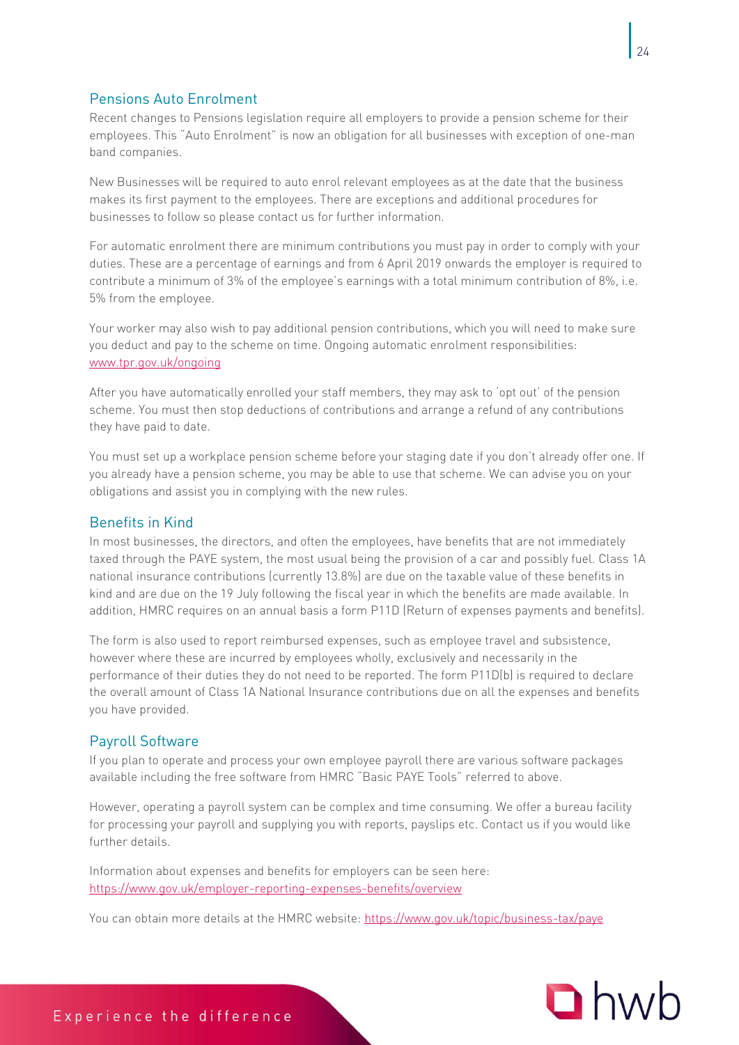## Pensions Auto Enrolment

Recent changes to Pensions legislation require all employers to provide a pension scheme for their employees. This "Auto Enrolment" is now an obligation for all businesses with exception of one-man band companies.

New Businesses will be required to auto enrol relevant employees as at the date that the business makes its first payment to the employees. There are exceptions and additional procedures for businesses to follow so please contact us for further information.

For automatic enrolment there are minimum contributions you must pay in order to comply with your duties. These are a percentage of earnings and from 6 April 2019 onwards the employer is required to contribute a minimum of 3% of the employee's earnings with a total minimum contribution of 8%, i.e. 5% from the employee.

Your worker may also wish to pay additional pension contributions, which you will need to make sure you deduct and pay to the scheme on time. Ongoing automatic enrolment responsibilities: www.tpr.gov.uk/ongoing

After you have automatically enrolled your staff members, they may ask to 'opt out' of the pension scheme. You must then stop deductions of contributions and arrange a refund of any contributions they have paid to date.

You must set up a workplace pension scheme before your staging date if you don't already offer one. If you already have a pension scheme, you may be able to use that scheme. We can advise you on your obligations and assist you in complying with the new rules.

## Benefits in Kind

In most businesses, the directors, and often the employees, have benefits that are not immediately taxed through the PAYE system, the most usual being the provision of a car and possibly fuel. Class 1A national insurance contributions (currently 13.8%) are due on the taxable value of these benefits in kind and are due on the 19 July following the fiscal year in which the benefits are made available. In addition, HMRC requires on an annual basis a form P11D (Return of expenses payments and benefits).

The form is also used to report reimbursed expenses, such as employee travel and subsistence, however where these are incurred by employees wholly, exclusively and necessarily in the performance of their duties they do not need to be reported. The form P11D(b) is required to declare the overall amount of Class 1A National Insurance contributions due on all the expenses and benefits you have provided.

## Payroll Software

If you plan to operate and process your own employee payroll there are various software packages available including the free software from HMRC "Basic PAYE Tools" referred to above.

However, operating a payroll system can be complex and time consuming. We offer a bureau facility for processing your payroll and supplying you with reports, payslips etc. Contact us if you would like further details.

Information about expenses and benefits for employers can be seen here: https://www.gov.uk/employer-reporting-expenses-benefits/overview

You can obtain more details at the HMRC website: https://www.gov.uk/topic/business-tax/paye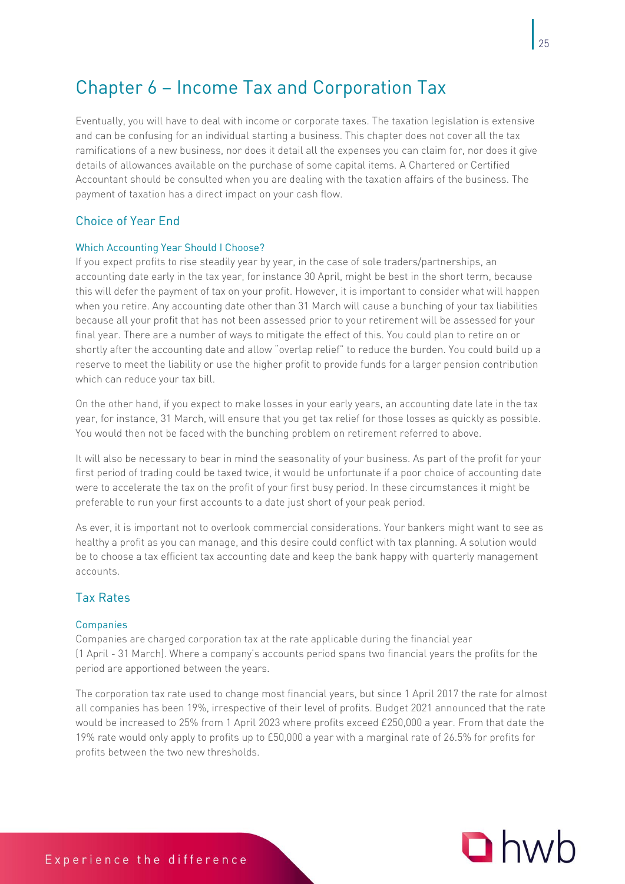# Chapter 6 – Income Tax and Corporation Tax

Eventually, you will have to deal with income or corporate taxes. The taxation legislation is extensive and can be confusing for an individual starting a business. This chapter does not cover all the tax ramifications of a new business, nor does it detail all the expenses you can claim for, nor does it give details of allowances available on the purchase of some capital items. A Chartered or Certified Accountant should be consulted when you are dealing with the taxation affairs of the business. The payment of taxation has a direct impact on your cash flow.

## Choice of Year End

### Which Accounting Year Should I Choose?

If you expect profits to rise steadily year by year, in the case of sole traders/partnerships, an accounting date early in the tax year, for instance 30 April, might be best in the short term, because this will defer the payment of tax on your profit. However, it is important to consider what will happen when you retire. Any accounting date other than 31 March will cause a bunching of your tax liabilities because all your profit that has not been assessed prior to your retirement will be assessed for your final year. There are a number of ways to mitigate the effect of this. You could plan to retire on or shortly after the accounting date and allow "overlap relief" to reduce the burden. You could build up a reserve to meet the liability or use the higher profit to provide funds for a larger pension contribution which can reduce your tax bill.

On the other hand, if you expect to make losses in your early years, an accounting date late in the tax year, for instance, 31 March, will ensure that you get tax relief for those losses as quickly as possible. You would then not be faced with the bunching problem on retirement referred to above.

It will also be necessary to bear in mind the seasonality of your business. As part of the profit for your first period of trading could be taxed twice, it would be unfortunate if a poor choice of accounting date were to accelerate the tax on the profit of your first busy period. In these circumstances it might be preferable to run your first accounts to a date just short of your peak period.

As ever, it is important not to overlook commercial considerations. Your bankers might want to see as healthy a profit as you can manage, and this desire could conflict with tax planning. A solution would be to choose a tax efficient tax accounting date and keep the bank happy with quarterly management accounts.

## Tax Rates

### Companies

Companies are charged corporation tax at the rate applicable during the financial year (1 April - 31 March). Where a company's accounts period spans two financial years the profits for the period are apportioned between the years.

The corporation tax rate used to change most financial years, but since 1 April 2017 the rate for almost all companies has been 19%, irrespective of their level of profits. Budget 2021 announced that the rate would be increased to 25% from 1 April 2023 where profits exceed £250,000 a year. From that date the 19% rate would only apply to profits up to £50,000 a year with a marginal rate of 26.5% for profits for profits between the two new thresholds.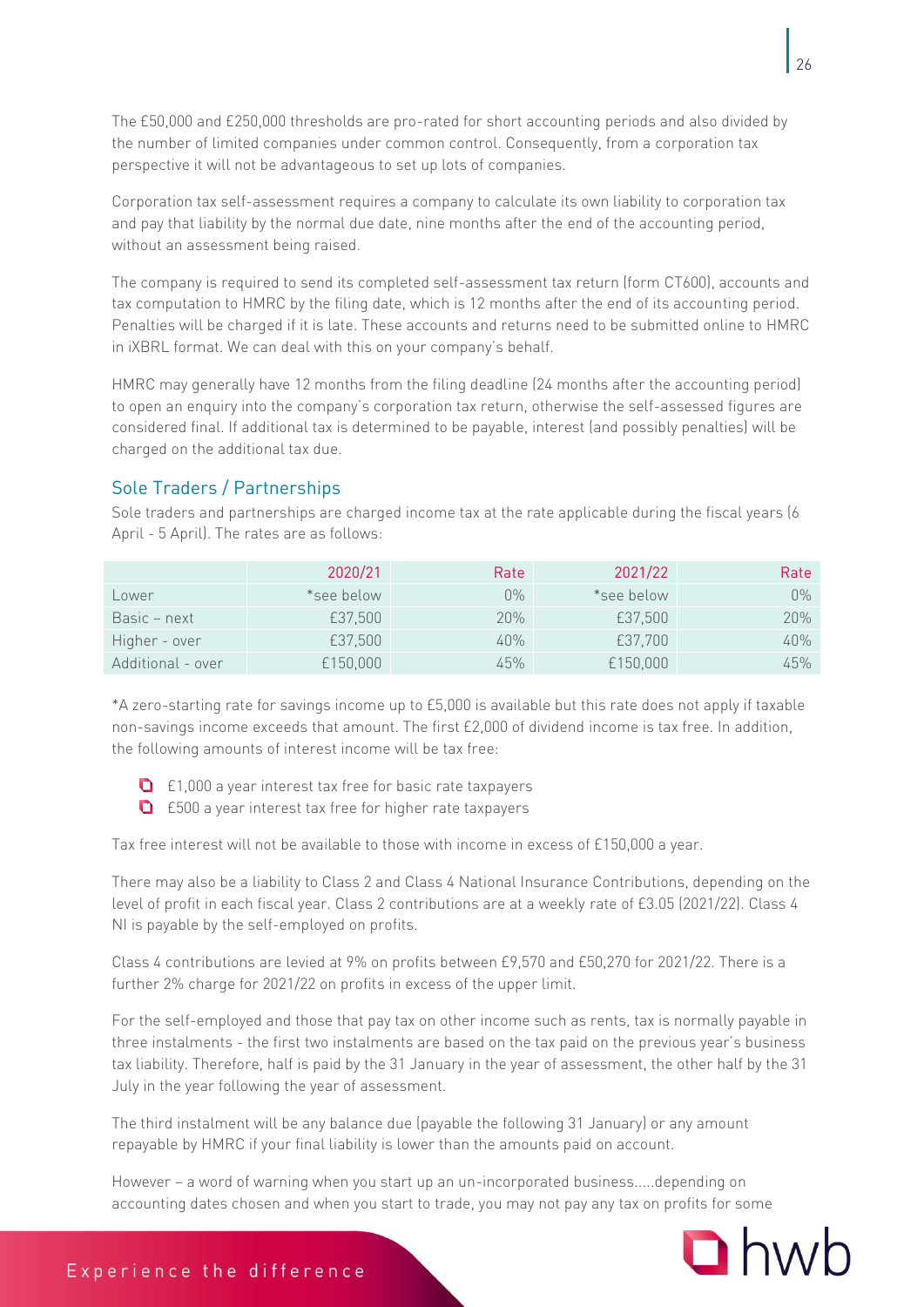The £50,000 and £250,000 thresholds are pro-rated for short accounting periods and also divided by the number of limited companies under common control. Consequently, from a corporation tax perspective it will not be advantageous to set up lots of companies.

Corporation tax self-assessment requires a company to calculate its own liability to corporation tax and pay that liability by the normal due date, nine months after the end of the accounting period, without an assessment being raised.

The company is required to send its completed self-assessment tax return (form CT600), accounts and tax computation to HMRC by the filing date, which is 12 months after the end of its accounting period. Penalties will be charged if it is late. These accounts and returns need to be submitted online to HMRC in iXBRL format. We can deal with this on your company's behalf.

HMRC may generally have 12 months from the filing deadline (24 months after the accounting period) to open an enquiry into the company's corporation tax return, otherwise the self-assessed figures are considered final. If additional tax is determined to be payable, interest (and possibly penalties) will be charged on the additional tax due.

## Sole Traders / Partnerships

Sole traders and partnerships are charged income tax at the rate applicable during the fiscal years (6 April - 5 April). The rates are as follows:

| | 2020/21 | Rate | 2021/22 | Rate |
|---|---|---|---|---|
| Lower | *see below | 0% | *see below | 0% |
| Basic – next | £37,500 | 20% | £37,500 | 20% |
| Higher - over | £37,500 | 40% | £37,700 | 40% |
| Additional - over | £150,000 | 45% | £150,000 | 45% |

*A zero-starting rate for savings income up to £5,000 is available but this rate does not apply if taxable non-savings income exceeds that amount. The first £2,000 of dividend income is tax free. In addition, the following amounts of interest income will be tax free:

- £1,000 a year interest tax free for basic rate taxpayers
- £500 a year interest tax free for higher rate taxpayers

Tax free interest will not be available to those with income in excess of £150,000 a year.

There may also be a liability to Class 2 and Class 4 National Insurance Contributions, depending on the level of profit in each fiscal year. Class 2 contributions are at a weekly rate of £3.05 (2021/22). Class 4 NI is payable by the self-employed on profits.

Class 4 contributions are levied at 9% on profits between £9,570 and £50,270 for 2021/22. There is a further 2% charge for 2021/22 on profits in excess of the upper limit.

For the self-employed and those that pay tax on other income such as rents, tax is normally payable in three instalments - the first two instalments are based on the tax paid on the previous year's business tax liability. Therefore, half is paid by the 31 January in the year of assessment, the other half by the 31 July in the year following the year of assessment.

The third instalment will be any balance due (payable the following 31 January) or any amount repayable by HMRC if your final liability is lower than the amounts paid on account.

However – a word of warning when you start up an un-incorporated business.....depending on accounting dates chosen and when you start to trade, you may not pay any tax on profits for some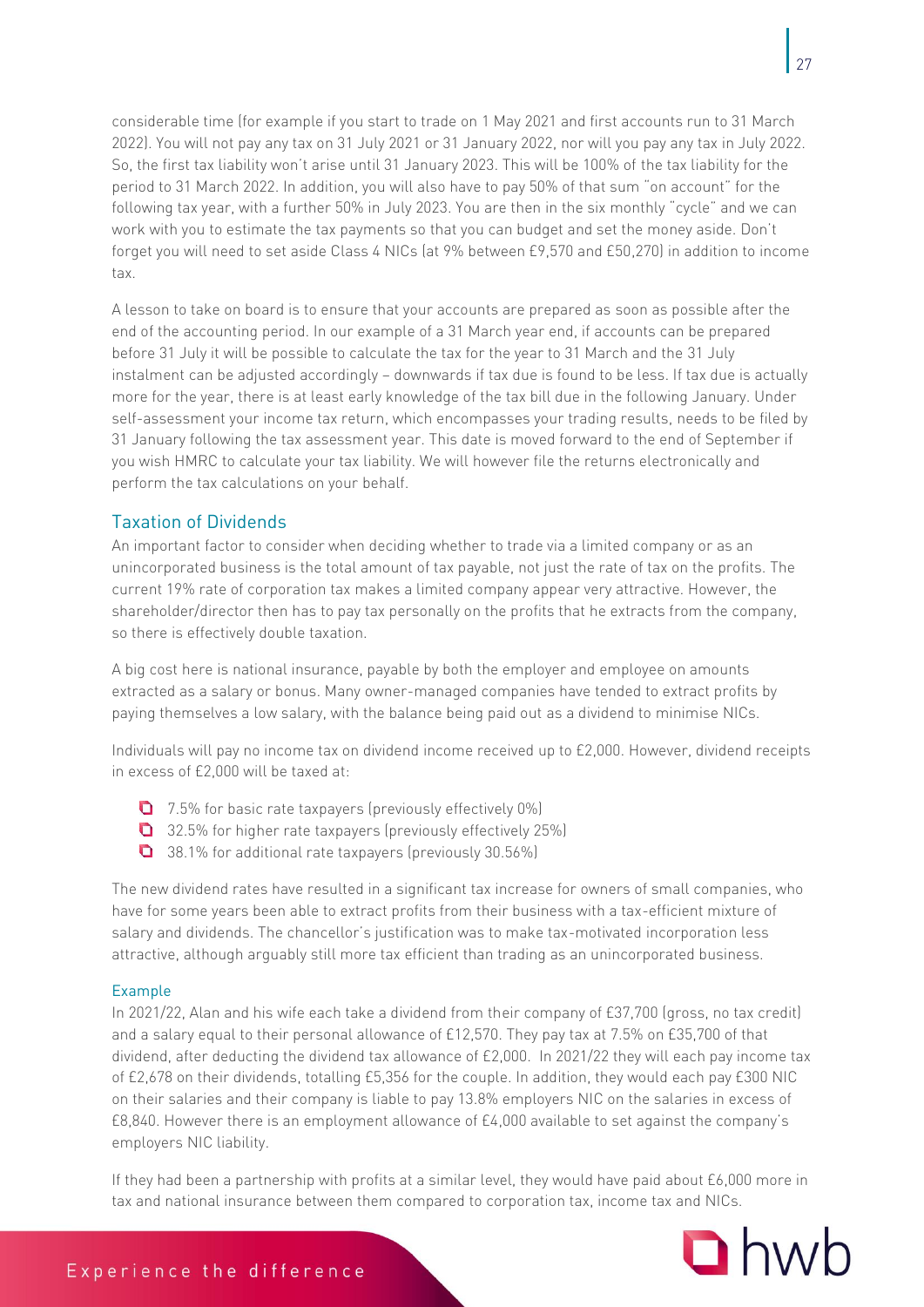considerable time (for example if you start to trade on 1 May 2021 and first accounts run to 31 March 2022). You will not pay any tax on 31 July 2021 or 31 January 2022, nor will you pay any tax in July 2022. So, the first tax liability won't arise until 31 January 2023. This will be 100% of the tax liability for the period to 31 March 2022. In addition, you will also have to pay 50% of that sum "on account" for the following tax year, with a further 50% in July 2023. You are then in the six monthly "cycle" and we can work with you to estimate the tax payments so that you can budget and set the money aside. Don't forget you will need to set aside Class 4 NICs (at 9% between £9,570 and £50,270) in addition to income tax.

A lesson to take on board is to ensure that your accounts are prepared as soon as possible after the end of the accounting period. In our example of a 31 March year end, if accounts can be prepared before 31 July it will be possible to calculate the tax for the year to 31 March and the 31 July instalment can be adjusted accordingly – downwards if tax due is found to be less. If tax due is actually more for the year, there is at least early knowledge of the tax bill due in the following January. Under self-assessment your income tax return, which encompasses your trading results, needs to be filed by 31 January following the tax assessment year. This date is moved forward to the end of September if you wish HMRC to calculate your tax liability. We will however file the returns electronically and perform the tax calculations on your behalf.

## Taxation of Dividends

An important factor to consider when deciding whether to trade via a limited company or as an unincorporated business is the total amount of tax payable, not just the rate of tax on the profits. The current 19% rate of corporation tax makes a limited company appear very attractive. However, the shareholder/director then has to pay tax personally on the profits that he extracts from the company, so there is effectively double taxation.

A big cost here is national insurance, payable by both the employer and employee on amounts extracted as a salary or bonus. Many owner-managed companies have tended to extract profits by paying themselves a low salary, with the balance being paid out as a dividend to minimise NICs.

Individuals will pay no income tax on dividend income received up to £2,000. However, dividend receipts in excess of £2,000 will be taxed at:

- 7.5% for basic rate taxpayers (previously effectively 0%)
- 32.5% for higher rate taxpayers (previously effectively 25%)
- 38.1% for additional rate taxpayers (previously 30.56%)

The new dividend rates have resulted in a significant tax increase for owners of small companies, who have for some years been able to extract profits from their business with a tax-efficient mixture of salary and dividends. The chancellor's justification was to make tax-motivated incorporation less attractive, although arguably still more tax efficient than trading as an unincorporated business.

### Example

In 2021/22, Alan and his wife each take a dividend from their company of £37,700 (gross, no tax credit) and a salary equal to their personal allowance of £12,570. They pay tax at 7.5% on £35,700 of that dividend, after deducting the dividend tax allowance of £2,000. In 2021/22 they will each pay income tax of £2,678 on their dividends, totalling £5,356 for the couple. In addition, they would each pay £300 NIC on their salaries and their company is liable to pay 13.8% employers NIC on the salaries in excess of £8,840. However there is an employment allowance of £4,000 available to set against the company's employers NIC liability.

If they had been a partnership with profits at a similar level, they would have paid about £6,000 more in tax and national insurance between them compared to corporation tax, income tax and NICs.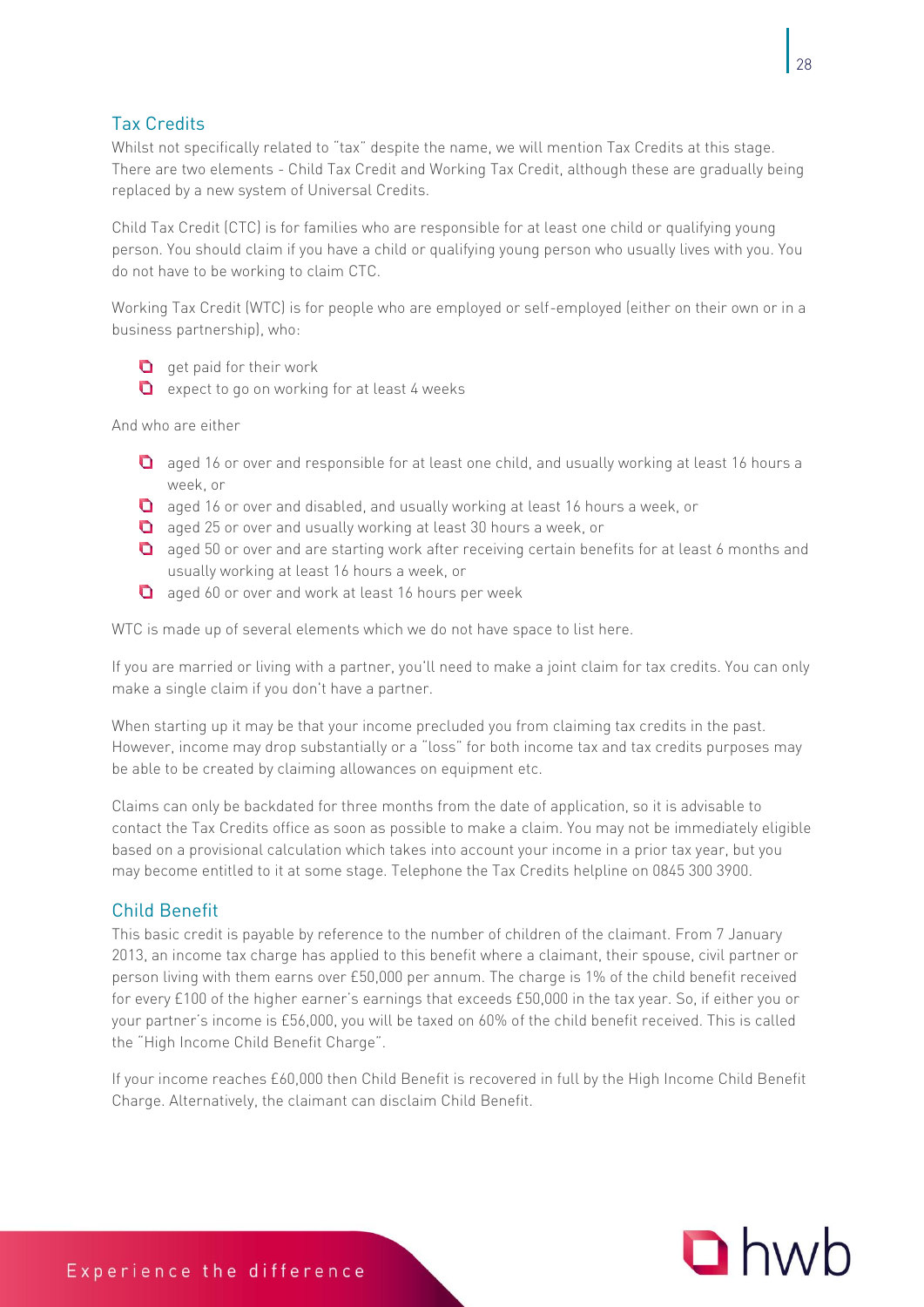## Tax Credits

Whilst not specifically related to "tax" despite the name, we will mention Tax Credits at this stage. There are two elements - Child Tax Credit and Working Tax Credit, although these are gradually being replaced by a new system of Universal Credits.

Child Tax Credit (CTC) is for families who are responsible for at least one child or qualifying young person. You should claim if you have a child or qualifying young person who usually lives with you. You do not have to be working to claim CTC.

Working Tax Credit (WTC) is for people who are employed or self-employed (either on their own or in a business partnership), who:

- get paid for their work
- expect to go on working for at least 4 weeks

And who are either

- aged 16 or over and responsible for at least one child, and usually working at least 16 hours a week, or
- aged 16 or over and disabled, and usually working at least 16 hours a week, or
- aged 25 or over and usually working at least 30 hours a week, or
- aged 50 or over and are starting work after receiving certain benefits for at least 6 months and usually working at least 16 hours a week, or
- aged 60 or over and work at least 16 hours per week

WTC is made up of several elements which we do not have space to list here.

If you are married or living with a partner, you'll need to make a joint claim for tax credits. You can only make a single claim if you don't have a partner.

When starting up it may be that your income precluded you from claiming tax credits in the past. However, income may drop substantially or a "loss" for both income tax and tax credits purposes may be able to be created by claiming allowances on equipment etc.

Claims can only be backdated for three months from the date of application, so it is advisable to contact the Tax Credits office as soon as possible to make a claim. You may not be immediately eligible based on a provisional calculation which takes into account your income in a prior tax year, but you may become entitled to it at some stage. Telephone the Tax Credits helpline on 0845 300 3900.

## Child Benefit

This basic credit is payable by reference to the number of children of the claimant. From 7 January 2013, an income tax charge has applied to this benefit where a claimant, their spouse, civil partner or person living with them earns over £50,000 per annum. The charge is 1% of the child benefit received for every £100 of the higher earner's earnings that exceeds £50,000 in the tax year. So, if either you or your partner's income is £56,000, you will be taxed on 60% of the child benefit received. This is called the "High Income Child Benefit Charge".

If your income reaches £60,000 then Child Benefit is recovered in full by the High Income Child Benefit Charge. Alternatively, the claimant can disclaim Child Benefit.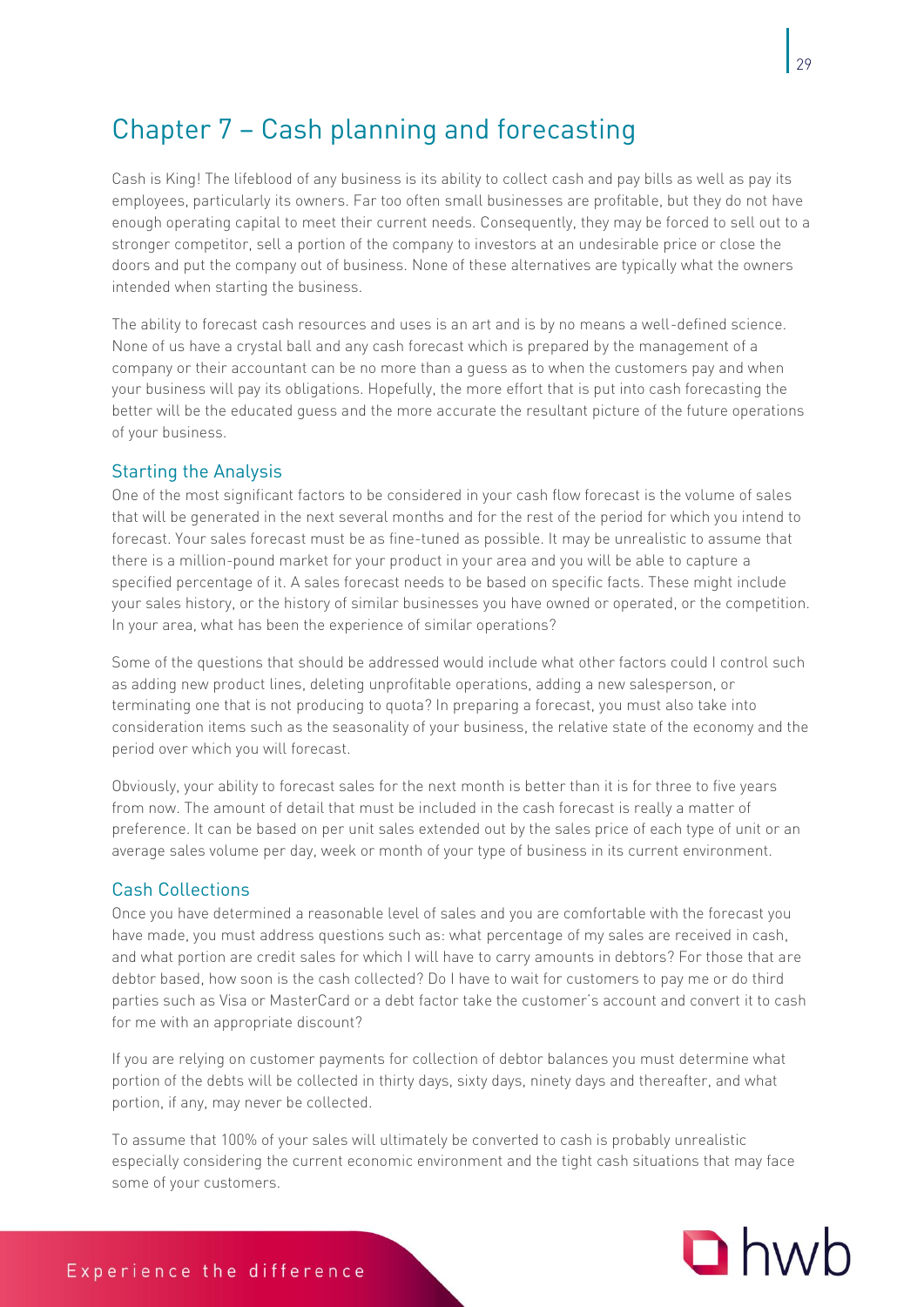# Chapter 7 – Cash planning and forecasting

Cash is King! The lifeblood of any business is its ability to collect cash and pay bills as well as pay its employees, particularly its owners. Far too often small businesses are profitable, but they do not have enough operating capital to meet their current needs. Consequently, they may be forced to sell out to a stronger competitor, sell a portion of the company to investors at an undesirable price or close the doors and put the company out of business. None of these alternatives are typically what the owners intended when starting the business.

The ability to forecast cash resources and uses is an art and is by no means a well-defined science. None of us have a crystal ball and any cash forecast which is prepared by the management of a company or their accountant can be no more than a guess as to when the customers pay and when your business will pay its obligations. Hopefully, the more effort that is put into cash forecasting the better will be the educated guess and the more accurate the resultant picture of the future operations of your business.

## Starting the Analysis

One of the most significant factors to be considered in your cash flow forecast is the volume of sales that will be generated in the next several months and for the rest of the period for which you intend to forecast. Your sales forecast must be as fine-tuned as possible. It may be unrealistic to assume that there is a million-pound market for your product in your area and you will be able to capture a specified percentage of it. A sales forecast needs to be based on specific facts. These might include your sales history, or the history of similar businesses you have owned or operated, or the competition. In your area, what has been the experience of similar operations?

Some of the questions that should be addressed would include what other factors could I control such as adding new product lines, deleting unprofitable operations, adding a new salesperson, or terminating one that is not producing to quota? In preparing a forecast, you must also take into consideration items such as the seasonality of your business, the relative state of the economy and the period over which you will forecast.

Obviously, your ability to forecast sales for the next month is better than it is for three to five years from now. The amount of detail that must be included in the cash forecast is really a matter of preference. It can be based on per unit sales extended out by the sales price of each type of unit or an average sales volume per day, week or month of your type of business in its current environment.

## Cash Collections

Once you have determined a reasonable level of sales and you are comfortable with the forecast you have made, you must address questions such as: what percentage of my sales are received in cash, and what portion are credit sales for which I will have to carry amounts in debtors? For those that are debtor based, how soon is the cash collected? Do I have to wait for customers to pay me or do third parties such as Visa or MasterCard or a debt factor take the customer's account and convert it to cash for me with an appropriate discount?

If you are relying on customer payments for collection of debtor balances you must determine what portion of the debts will be collected in thirty days, sixty days, ninety days and thereafter, and what portion, if any, may never be collected.

To assume that 100% of your sales will ultimately be converted to cash is probably unrealistic especially considering the current economic environment and the tight cash situations that may face some of your customers.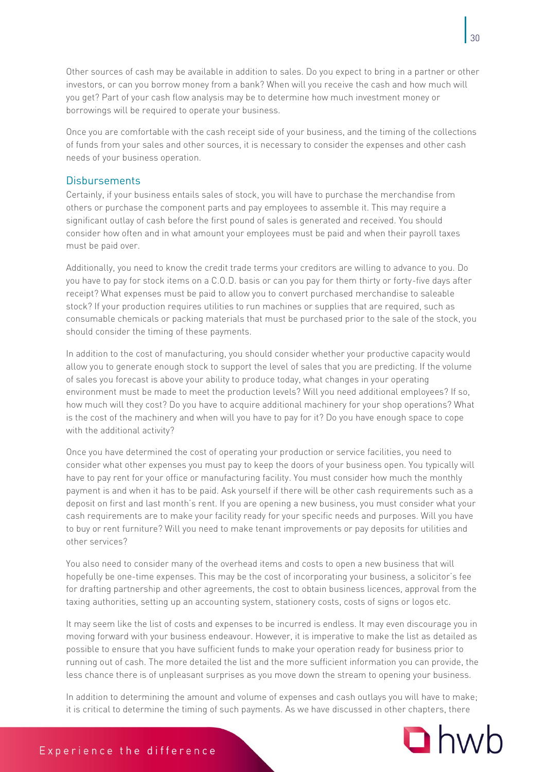Other sources of cash may be available in addition to sales. Do you expect to bring in a partner or other investors, or can you borrow money from a bank? When will you receive the cash and how much will you get? Part of your cash flow analysis may be to determine how much investment money or borrowings will be required to operate your business.

Once you are comfortable with the cash receipt side of your business, and the timing of the collections of funds from your sales and other sources, it is necessary to consider the expenses and other cash needs of your business operation.

## Disbursements

Certainly, if your business entails sales of stock, you will have to purchase the merchandise from others or purchase the component parts and pay employees to assemble it. This may require a significant outlay of cash before the first pound of sales is generated and received. You should consider how often and in what amount your employees must be paid and when their payroll taxes must be paid over.

Additionally, you need to know the credit trade terms your creditors are willing to advance to you. Do you have to pay for stock items on a C.O.D. basis or can you pay for them thirty or forty-five days after receipt? What expenses must be paid to allow you to convert purchased merchandise to saleable stock? If your production requires utilities to run machines or supplies that are required, such as consumable chemicals or packing materials that must be purchased prior to the sale of the stock, you should consider the timing of these payments.

In addition to the cost of manufacturing, you should consider whether your productive capacity would allow you to generate enough stock to support the level of sales that you are predicting. If the volume of sales you forecast is above your ability to produce today, what changes in your operating environment must be made to meet the production levels? Will you need additional employees? If so, how much will they cost? Do you have to acquire additional machinery for your shop operations? What is the cost of the machinery and when will you have to pay for it? Do you have enough space to cope with the additional activity?

Once you have determined the cost of operating your production or service facilities, you need to consider what other expenses you must pay to keep the doors of your business open. You typically will have to pay rent for your office or manufacturing facility. You must consider how much the monthly payment is and when it has to be paid. Ask yourself if there will be other cash requirements such as a deposit on first and last month's rent. If you are opening a new business, you must consider what your cash requirements are to make your facility ready for your specific needs and purposes. Will you have to buy or rent furniture? Will you need to make tenant improvements or pay deposits for utilities and other services?

You also need to consider many of the overhead items and costs to open a new business that will hopefully be one-time expenses. This may be the cost of incorporating your business, a solicitor's fee for drafting partnership and other agreements, the cost to obtain business licences, approval from the taxing authorities, setting up an accounting system, stationery costs, costs of signs or logos etc.

It may seem like the list of costs and expenses to be incurred is endless. It may even discourage you in moving forward with your business endeavour. However, it is imperative to make the list as detailed as possible to ensure that you have sufficient funds to make your operation ready for business prior to running out of cash. The more detailed the list and the more sufficient information you can provide, the less chance there is of unpleasant surprises as you move down the stream to opening your business.

In addition to determining the amount and volume of expenses and cash outlays you will have to make; it is critical to determine the timing of such payments. As we have discussed in other chapters, there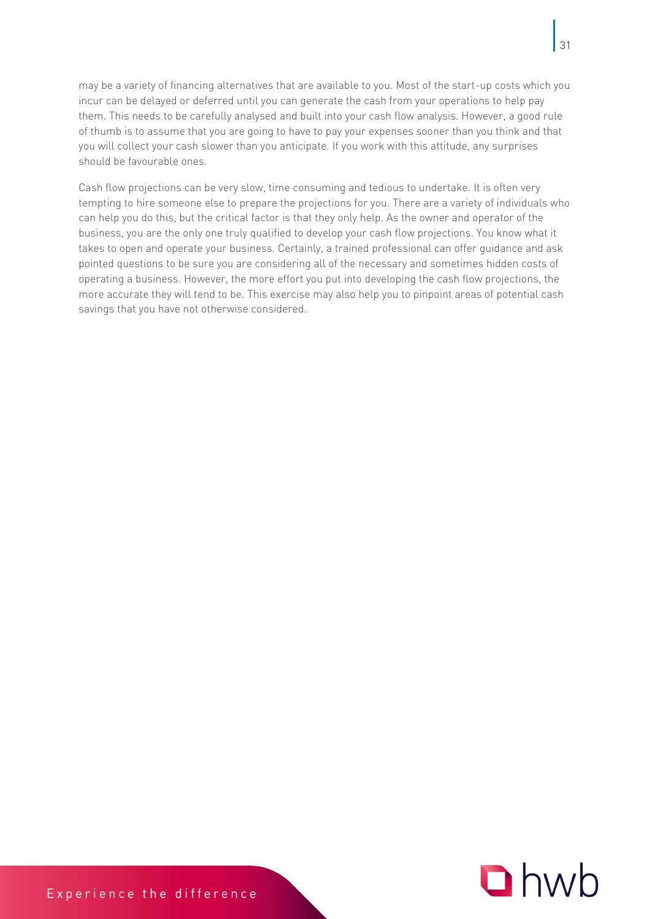may be a variety of financing alternatives that are available to you. Most of the start-up costs which you incur can be delayed or deferred until you can generate the cash from your operations to help pay them. This needs to be carefully analysed and built into your cash flow analysis. However, a good rule of thumb is to assume that you are going to have to pay your expenses sooner than you think and that you will collect your cash slower than you anticipate. If you work with this attitude, any surprises should be favourable ones.

Cash flow projections can be very slow, time consuming and tedious to undertake. It is often very tempting to hire someone else to prepare the projections for you. There are a variety of individuals who can help you do this, but the critical factor is that they only help. As the owner and operator of the business, you are the only one truly qualified to develop your cash flow projections. You know what it takes to open and operate your business. Certainly, a trained professional can offer guidance and ask pointed questions to be sure you are considering all of the necessary and sometimes hidden costs of operating a business. However, the more effort you put into developing the cash flow projections, the more accurate they will tend to be. This exercise may also help you to pinpoint areas of potential cash savings that you have not otherwise considered.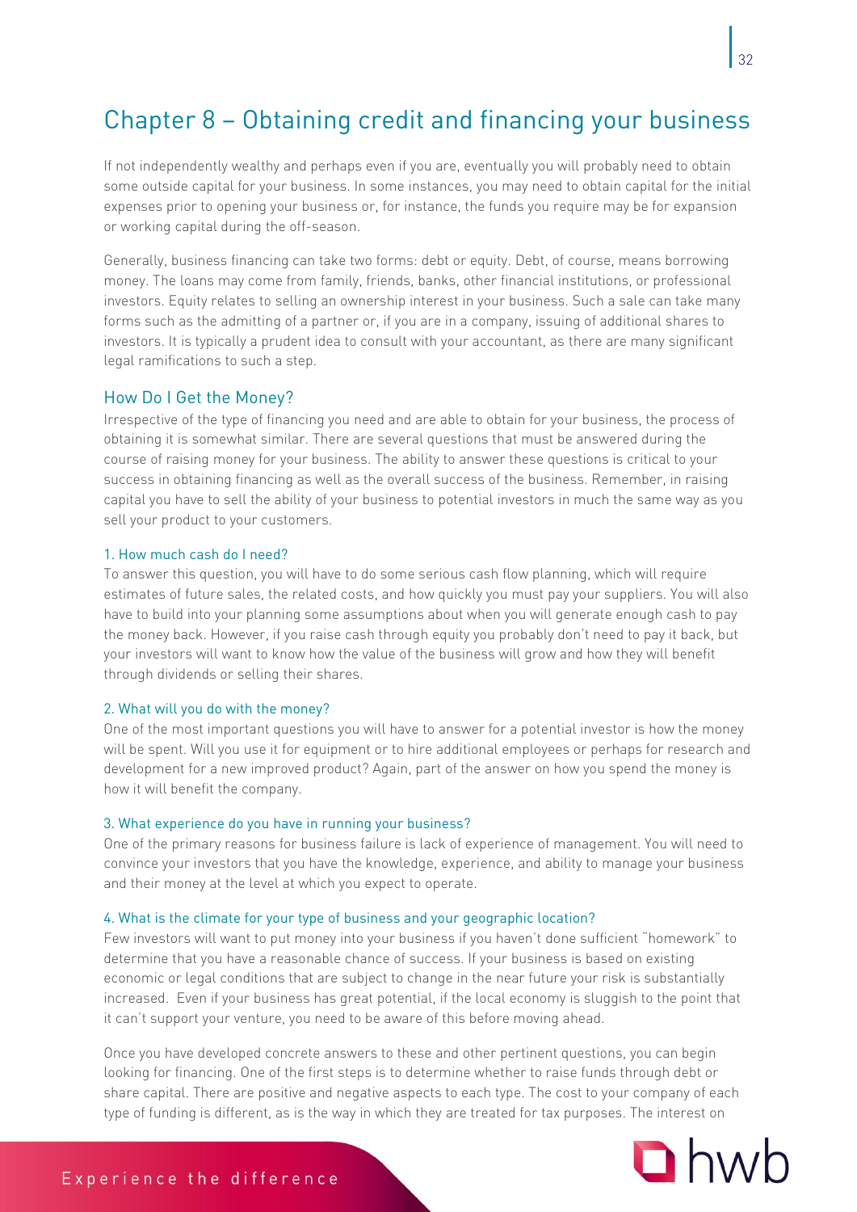# Chapter 8 – Obtaining credit and financing your business

If not independently wealthy and perhaps even if you are, eventually you will probably need to obtain some outside capital for your business. In some instances, you may need to obtain capital for the initial expenses prior to opening your business or, for instance, the funds you require may be for expansion or working capital during the off-season.

Generally, business financing can take two forms: debt or equity. Debt, of course, means borrowing money. The loans may come from family, friends, banks, other financial institutions, or professional investors. Equity relates to selling an ownership interest in your business. Such a sale can take many forms such as the admitting of a partner or, if you are in a company, issuing of additional shares to investors. It is typically a prudent idea to consult with your accountant, as there are many significant legal ramifications to such a step.

## How Do I Get the Money?

Irrespective of the type of financing you need and are able to obtain for your business, the process of obtaining it is somewhat similar. There are several questions that must be answered during the course of raising money for your business. The ability to answer these questions is critical to your success in obtaining financing as well as the overall success of the business. Remember, in raising capital you have to sell the ability of your business to potential investors in much the same way as you sell your product to your customers.

### 1. How much cash do I need?

To answer this question, you will have to do some serious cash flow planning, which will require estimates of future sales, the related costs, and how quickly you must pay your suppliers. You will also have to build into your planning some assumptions about when you will generate enough cash to pay the money back. However, if you raise cash through equity you probably don't need to pay it back, but your investors will want to know how the value of the business will grow and how they will benefit through dividends or selling their shares.

### 2. What will you do with the money?

One of the most important questions you will have to answer for a potential investor is how the money will be spent. Will you use it for equipment or to hire additional employees or perhaps for research and development for a new improved product? Again, part of the answer on how you spend the money is how it will benefit the company.

### 3. What experience do you have in running your business?

One of the primary reasons for business failure is lack of experience of management. You will need to convince your investors that you have the knowledge, experience, and ability to manage your business and their money at the level at which you expect to operate.

### 4. What is the climate for your type of business and your geographic location?

Few investors will want to put money into your business if you haven't done sufficient "homework" to determine that you have a reasonable chance of success. If your business is based on existing economic or legal conditions that are subject to change in the near future your risk is substantially increased. Even if your business has great potential, if the local economy is sluggish to the point that it can't support your venture, you need to be aware of this before moving ahead.

Once you have developed concrete answers to these and other pertinent questions, you can begin looking for financing. One of the first steps is to determine whether to raise funds through debt or share capital. There are positive and negative aspects to each type. The cost to your company of each type of funding is different, as is the way in which they are treated for tax purposes. The interest on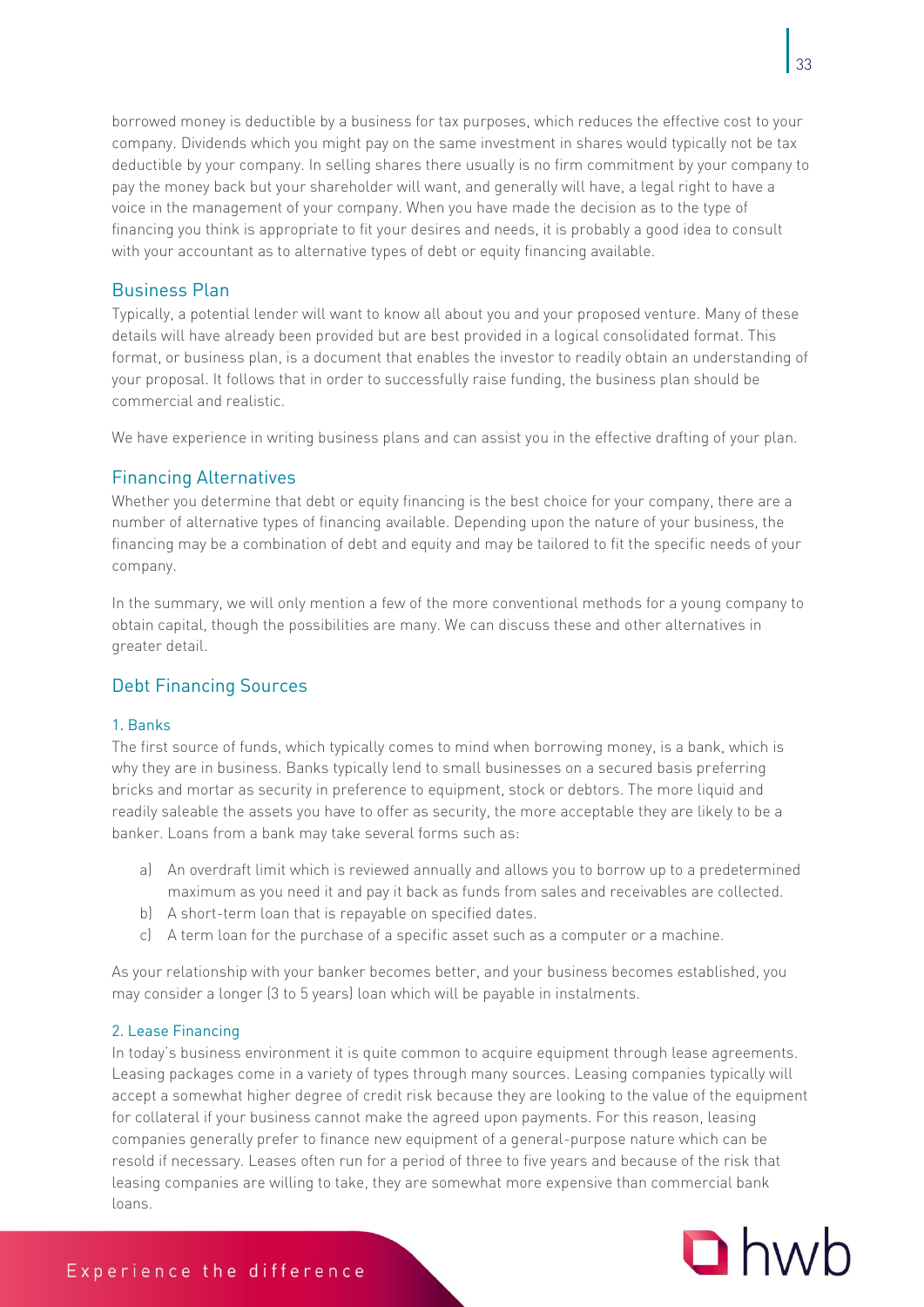borrowed money is deductible by a business for tax purposes, which reduces the effective cost to your company. Dividends which you might pay on the same investment in shares would typically not be tax deductible by your company. In selling shares there usually is no firm commitment by your company to pay the money back but your shareholder will want, and generally will have, a legal right to have a voice in the management of your company. When you have made the decision as to the type of financing you think is appropriate to fit your desires and needs, it is probably a good idea to consult with your accountant as to alternative types of debt or equity financing available.

## Business Plan

Typically, a potential lender will want to know all about you and your proposed venture. Many of these details will have already been provided but are best provided in a logical consolidated format. This format, or business plan, is a document that enables the investor to readily obtain an understanding of your proposal. It follows that in order to successfully raise funding, the business plan should be commercial and realistic.

We have experience in writing business plans and can assist you in the effective drafting of your plan.

## Financing Alternatives

Whether you determine that debt or equity financing is the best choice for your company, there are a number of alternative types of financing available. Depending upon the nature of your business, the financing may be a combination of debt and equity and may be tailored to fit the specific needs of your company.

In the summary, we will only mention a few of the more conventional methods for a young company to obtain capital, though the possibilities are many. We can discuss these and other alternatives in greater detail.

## Debt Financing Sources

### 1. Banks

The first source of funds, which typically comes to mind when borrowing money, is a bank, which is why they are in business. Banks typically lend to small businesses on a secured basis preferring bricks and mortar as security in preference to equipment, stock or debtors. The more liquid and readily saleable the assets you have to offer as security, the more acceptable they are likely to be a banker. Loans from a bank may take several forms such as:

a) An overdraft limit which is reviewed annually and allows you to borrow up to a predetermined maximum as you need it and pay it back as funds from sales and receivables are collected.

b) A short-term loan that is repayable on specified dates.

c) A term loan for the purchase of a specific asset such as a computer or a machine.

As your relationship with your banker becomes better, and your business becomes established, you may consider a longer (3 to 5 years) loan which will be payable in instalments.

### 2. Lease Financing

In today's business environment it is quite common to acquire equipment through lease agreements. Leasing packages come in a variety of types through many sources. Leasing companies typically will accept a somewhat higher degree of credit risk because they are looking to the value of the equipment for collateral if your business cannot make the agreed upon payments. For this reason, leasing companies generally prefer to finance new equipment of a general-purpose nature which can be resold if necessary. Leases often run for a period of three to five years and because of the risk that leasing companies are willing to take, they are somewhat more expensive than commercial bank loans.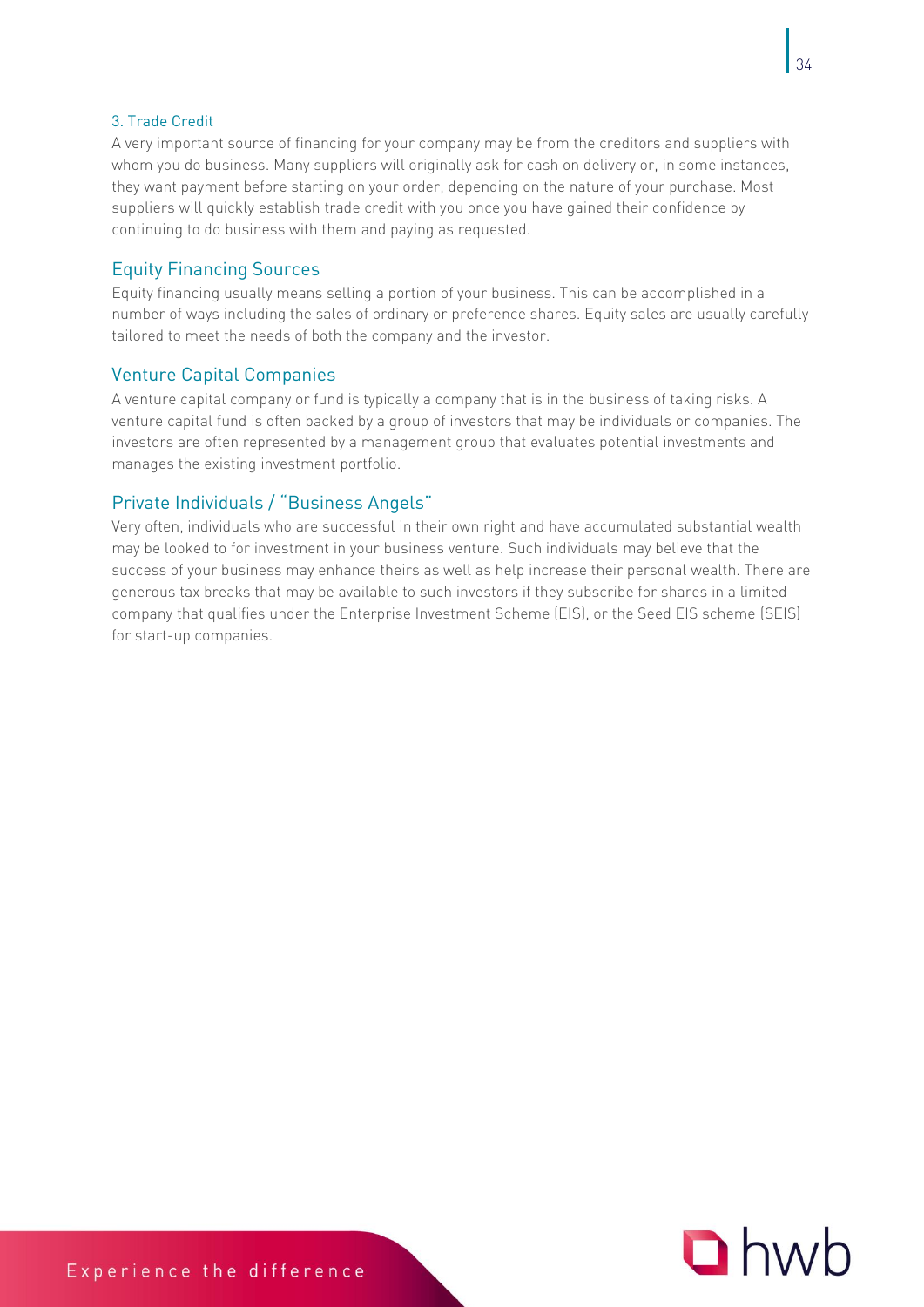### 3. Trade Credit

A very important source of financing for your company may be from the creditors and suppliers with whom you do business. Many suppliers will originally ask for cash on delivery or, in some instances, they want payment before starting on your order, depending on the nature of your purchase. Most suppliers will quickly establish trade credit with you once you have gained their confidence by continuing to do business with them and paying as requested.

## Equity Financing Sources

Equity financing usually means selling a portion of your business. This can be accomplished in a number of ways including the sales of ordinary or preference shares. Equity sales are usually carefully tailored to meet the needs of both the company and the investor.

## Venture Capital Companies

A venture capital company or fund is typically a company that is in the business of taking risks. A venture capital fund is often backed by a group of investors that may be individuals or companies. The investors are often represented by a management group that evaluates potential investments and manages the existing investment portfolio.

## Private Individuals / "Business Angels"

Very often, individuals who are successful in their own right and have accumulated substantial wealth may be looked to for investment in your business venture. Such individuals may believe that the success of your business may enhance theirs as well as help increase their personal wealth. There are generous tax breaks that may be available to such investors if they subscribe for shares in a limited company that qualifies under the Enterprise Investment Scheme (EIS), or the Seed EIS scheme (SEIS) for start-up companies.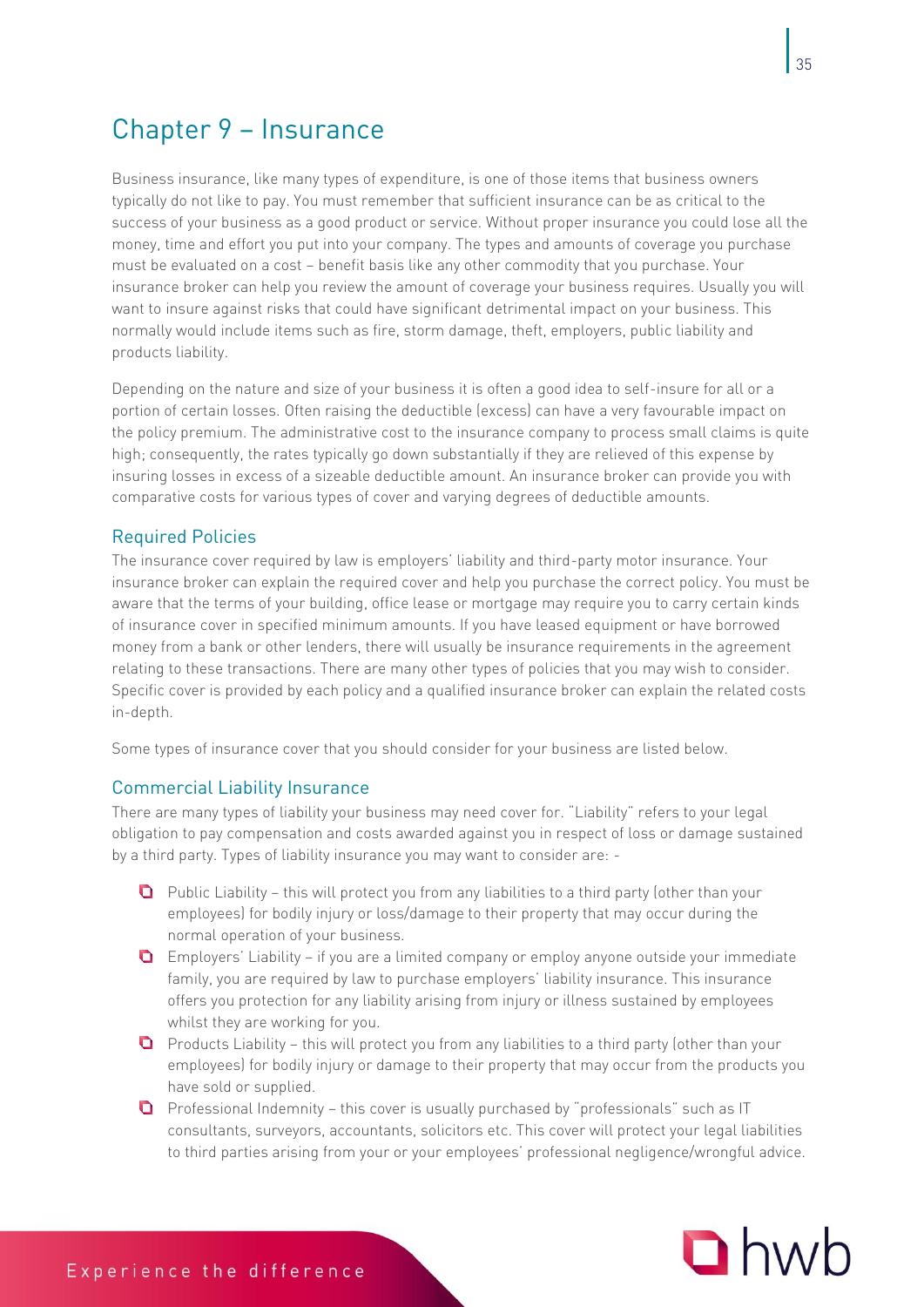# Chapter 9 – Insurance

Business insurance, like many types of expenditure, is one of those items that business owners typically do not like to pay. You must remember that sufficient insurance can be as critical to the success of your business as a good product or service. Without proper insurance you could lose all the money, time and effort you put into your company. The types and amounts of coverage you purchase must be evaluated on a cost – benefit basis like any other commodity that you purchase. Your insurance broker can help you review the amount of coverage your business requires. Usually you will want to insure against risks that could have significant detrimental impact on your business. This normally would include items such as fire, storm damage, theft, employers, public liability and products liability.

Depending on the nature and size of your business it is often a good idea to self-insure for all or a portion of certain losses. Often raising the deductible (excess) can have a very favourable impact on the policy premium. The administrative cost to the insurance company to process small claims is quite high; consequently, the rates typically go down substantially if they are relieved of this expense by insuring losses in excess of a sizeable deductible amount. An insurance broker can provide you with comparative costs for various types of cover and varying degrees of deductible amounts.

## Required Policies

The insurance cover required by law is employers' liability and third-party motor insurance. Your insurance broker can explain the required cover and help you purchase the correct policy. You must be aware that the terms of your building, office lease or mortgage may require you to carry certain kinds of insurance cover in specified minimum amounts. If you have leased equipment or have borrowed money from a bank or other lenders, there will usually be insurance requirements in the agreement relating to these transactions. There are many other types of policies that you may wish to consider. Specific cover is provided by each policy and a qualified insurance broker can explain the related costs in-depth.

Some types of insurance cover that you should consider for your business are listed below.

## Commercial Liability Insurance

There are many types of liability your business may need cover for. "Liability" refers to your legal obligation to pay compensation and costs awarded against you in respect of loss or damage sustained by a third party. Types of liability insurance you may want to consider are: -

- Public Liability – this will protect you from any liabilities to a third party (other than your employees) for bodily injury or loss/damage to their property that may occur during the normal operation of your business.
- Employers' Liability – if you are a limited company or employ anyone outside your immediate family, you are required by law to purchase employers' liability insurance. This insurance offers you protection for any liability arising from injury or illness sustained by employees whilst they are working for you.
- Products Liability – this will protect you from any liabilities to a third party (other than your employees) for bodily injury or damage to their property that may occur from the products you have sold or supplied.
- Professional Indemnity – this cover is usually purchased by "professionals" such as IT consultants, surveyors, accountants, solicitors etc. This cover will protect your legal liabilities to third parties arising from your or your employees' professional negligence/wrongful advice.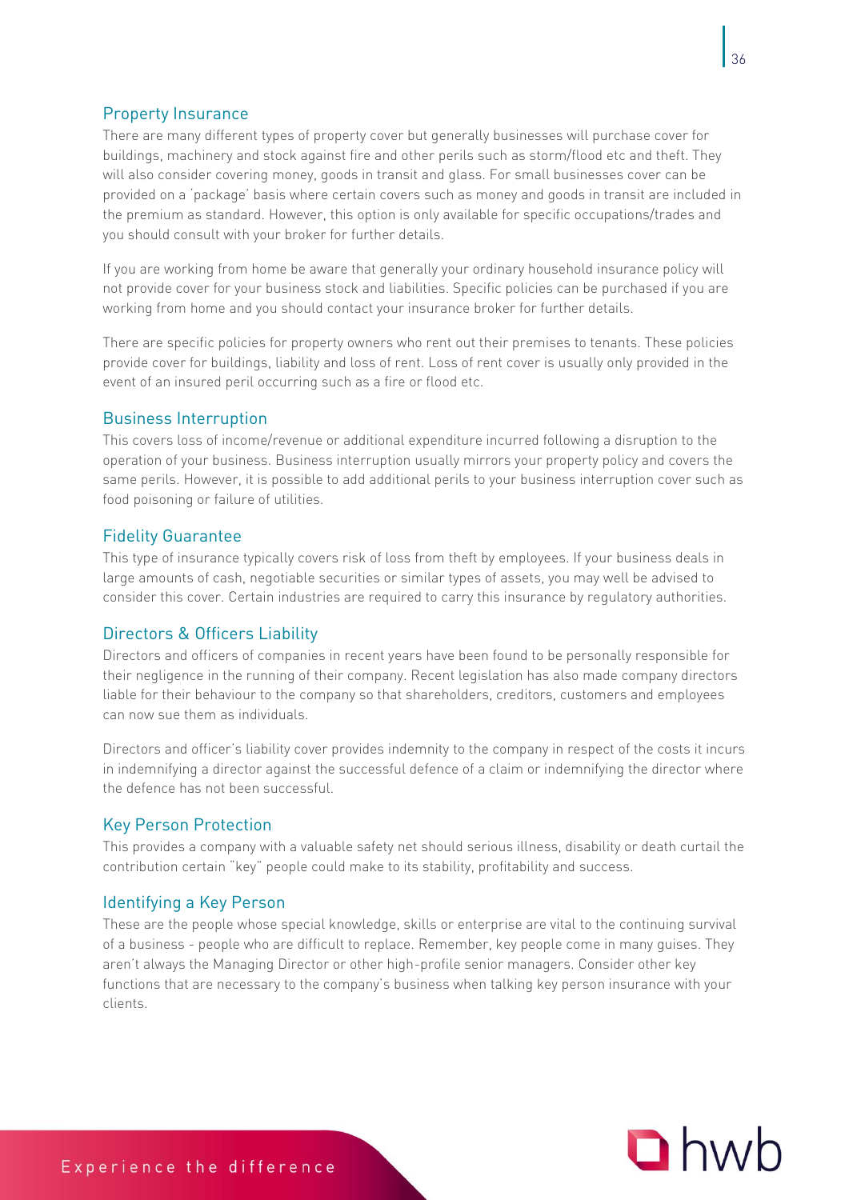## Property Insurance

There are many different types of property cover but generally businesses will purchase cover for buildings, machinery and stock against fire and other perils such as storm/flood etc and theft. They will also consider covering money, goods in transit and glass. For small businesses cover can be provided on a 'package' basis where certain covers such as money and goods in transit are included in the premium as standard. However, this option is only available for specific occupations/trades and you should consult with your broker for further details.

If you are working from home be aware that generally your ordinary household insurance policy will not provide cover for your business stock and liabilities. Specific policies can be purchased if you are working from home and you should contact your insurance broker for further details.

There are specific policies for property owners who rent out their premises to tenants. These policies provide cover for buildings, liability and loss of rent. Loss of rent cover is usually only provided in the event of an insured peril occurring such as a fire or flood etc.

## Business Interruption

This covers loss of income/revenue or additional expenditure incurred following a disruption to the operation of your business. Business interruption usually mirrors your property policy and covers the same perils. However, it is possible to add additional perils to your business interruption cover such as food poisoning or failure of utilities.

## Fidelity Guarantee

This type of insurance typically covers risk of loss from theft by employees. If your business deals in large amounts of cash, negotiable securities or similar types of assets, you may well be advised to consider this cover. Certain industries are required to carry this insurance by regulatory authorities.

## Directors & Officers Liability

Directors and officers of companies in recent years have been found to be personally responsible for their negligence in the running of their company. Recent legislation has also made company directors liable for their behaviour to the company so that shareholders, creditors, customers and employees can now sue them as individuals.

Directors and officer's liability cover provides indemnity to the company in respect of the costs it incurs in indemnifying a director against the successful defence of a claim or indemnifying the director where the defence has not been successful.

## Key Person Protection

This provides a company with a valuable safety net should serious illness, disability or death curtail the contribution certain "key" people could make to its stability, profitability and success.

## Identifying a Key Person

These are the people whose special knowledge, skills or enterprise are vital to the continuing survival of a business - people who are difficult to replace. Remember, key people come in many guises. They aren't always the Managing Director or other high-profile senior managers. Consider other key functions that are necessary to the company's business when talking key person insurance with your clients.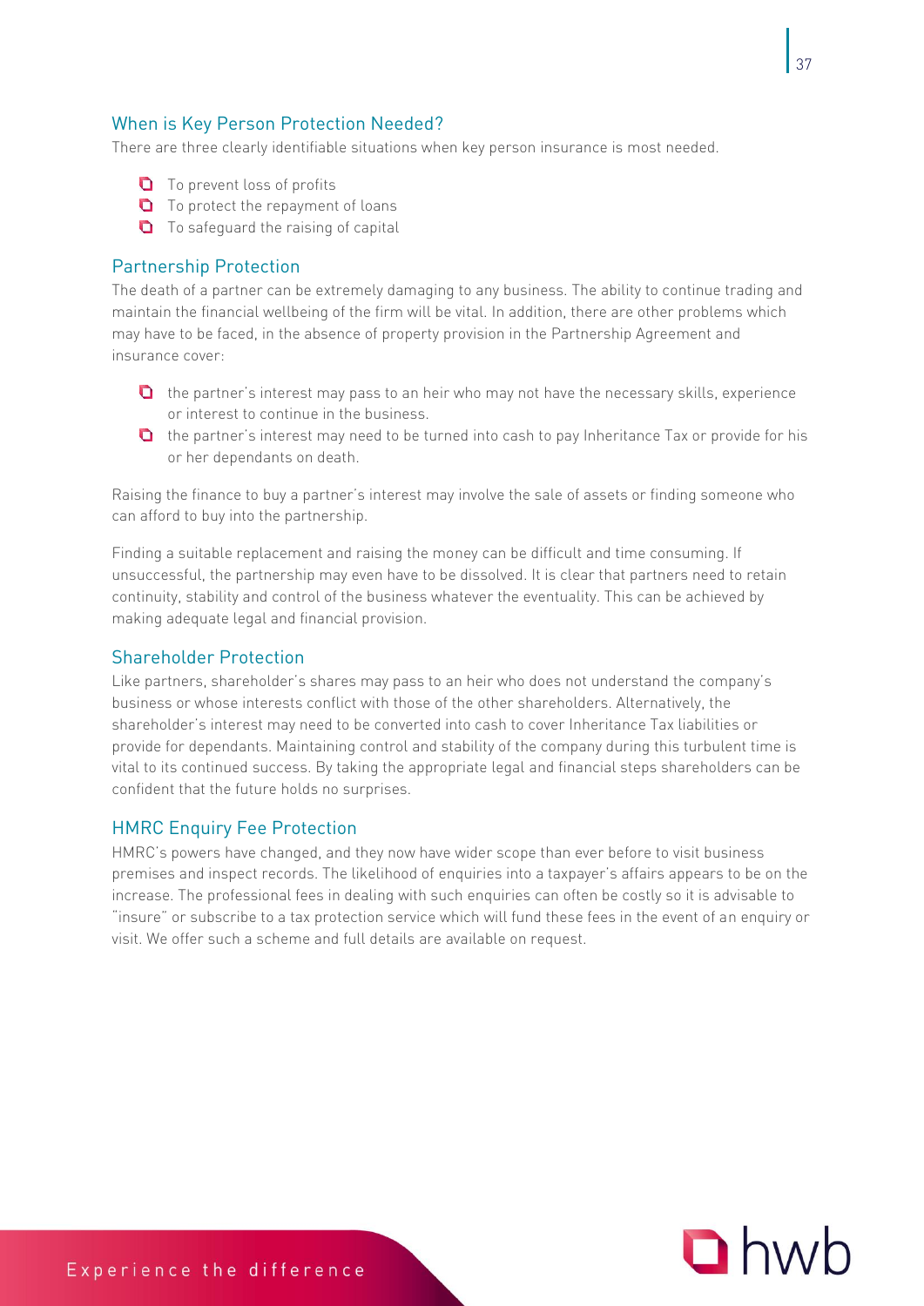## When is Key Person Protection Needed?

There are three clearly identifiable situations when key person insurance is most needed.

- To prevent loss of profits
- To protect the repayment of loans
- To safeguard the raising of capital

## Partnership Protection

The death of a partner can be extremely damaging to any business. The ability to continue trading and maintain the financial wellbeing of the firm will be vital. In addition, there are other problems which may have to be faced, in the absence of property provision in the Partnership Agreement and insurance cover:

- the partner's interest may pass to an heir who may not have the necessary skills, experience or interest to continue in the business.
- the partner's interest may need to be turned into cash to pay Inheritance Tax or provide for his or her dependants on death.

Raising the finance to buy a partner's interest may involve the sale of assets or finding someone who can afford to buy into the partnership.

Finding a suitable replacement and raising the money can be difficult and time consuming. If unsuccessful, the partnership may even have to be dissolved. It is clear that partners need to retain continuity, stability and control of the business whatever the eventuality. This can be achieved by making adequate legal and financial provision.

## Shareholder Protection

Like partners, shareholder's shares may pass to an heir who does not understand the company's business or whose interests conflict with those of the other shareholders. Alternatively, the shareholder's interest may need to be converted into cash to cover Inheritance Tax liabilities or provide for dependants. Maintaining control and stability of the company during this turbulent time is vital to its continued success. By taking the appropriate legal and financial steps shareholders can be confident that the future holds no surprises.

## HMRC Enquiry Fee Protection

HMRC's powers have changed, and they now have wider scope than ever before to visit business premises and inspect records. The likelihood of enquiries into a taxpayer's affairs appears to be on the increase. The professional fees in dealing with such enquiries can often be costly so it is advisable to "insure" or subscribe to a tax protection service which will fund these fees in the event of an enquiry or visit. We offer such a scheme and full details are available on request.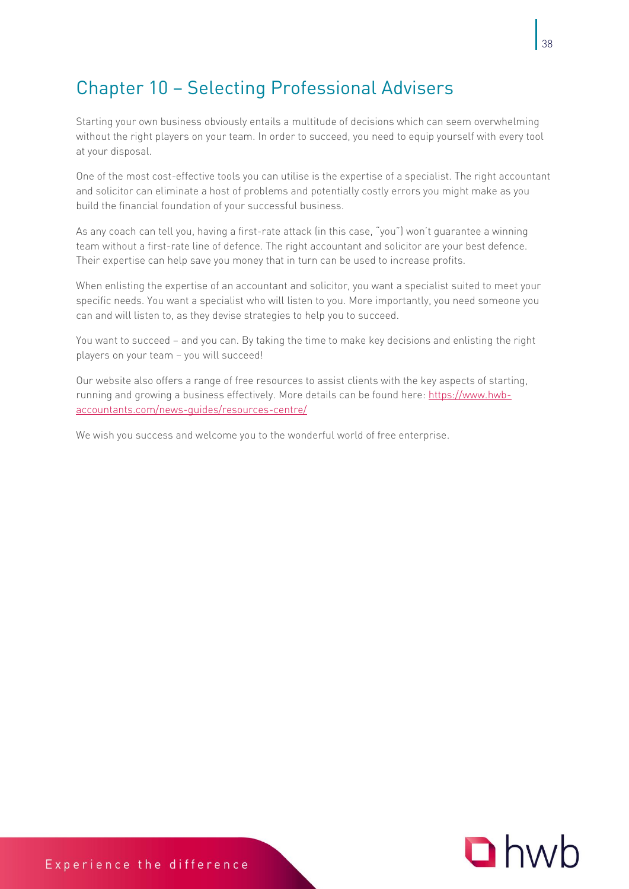# Chapter 10 – Selecting Professional Advisers

Starting your own business obviously entails a multitude of decisions which can seem overwhelming without the right players on your team. In order to succeed, you need to equip yourself with every tool at your disposal.

One of the most cost-effective tools you can utilise is the expertise of a specialist. The right accountant and solicitor can eliminate a host of problems and potentially costly errors you might make as you build the financial foundation of your successful business.

As any coach can tell you, having a first-rate attack (in this case, "you") won't guarantee a winning team without a first-rate line of defence. The right accountant and solicitor are your best defence. Their expertise can help save you money that in turn can be used to increase profits.

When enlisting the expertise of an accountant and solicitor, you want a specialist suited to meet your specific needs. You want a specialist who will listen to you. More importantly, you need someone you can and will listen to, as they devise strategies to help you to succeed.

You want to succeed – and you can. By taking the time to make key decisions and enlisting the right players on your team – you will succeed!

Our website also offers a range of free resources to assist clients with the key aspects of starting, running and growing a business effectively. More details can be found here: [https://www.hwb-accountants.com/news-guides/resources-centre/](https://www.hwb-accountants.com/news-guides/resources-centre/)

We wish you success and welcome you to the wonderful world of free enterprise.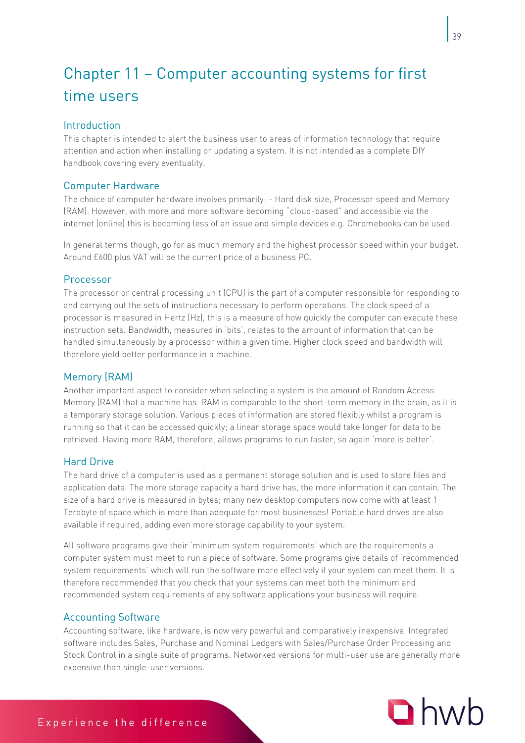# Chapter 11 – Computer accounting systems for first time users

## Introduction

This chapter is intended to alert the business user to areas of information technology that require attention and action when installing or updating a system. It is not intended as a complete DIY handbook covering every eventuality.

## Computer Hardware

The choice of computer hardware involves primarily: - Hard disk size, Processor speed and Memory (RAM). However, with more and more software becoming "cloud-based" and accessible via the internet (online) this is becoming less of an issue and simple devices e.g. Chromebooks can be used.

In general terms though, go for as much memory and the highest processor speed within your budget. Around £600 plus VAT will be the current price of a business PC.

## Processor

The processor or central processing unit (CPU) is the part of a computer responsible for responding to and carrying out the sets of instructions necessary to perform operations. The clock speed of a processor is measured in Hertz (Hz), this is a measure of how quickly the computer can execute these instruction sets. Bandwidth, measured in 'bits', relates to the amount of information that can be handled simultaneously by a processor within a given time. Higher clock speed and bandwidth will therefore yield better performance in a machine.

## Memory (RAM)

Another important aspect to consider when selecting a system is the amount of Random Access Memory (RAM) that a machine has. RAM is comparable to the short-term memory in the brain, as it is a temporary storage solution. Various pieces of information are stored flexibly whilst a program is running so that it can be accessed quickly; a linear storage space would take longer for data to be retrieved. Having more RAM, therefore, allows programs to run faster, so again 'more is better'.

## Hard Drive

The hard drive of a computer is used as a permanent storage solution and is used to store files and application data. The more storage capacity a hard drive has, the more information it can contain. The size of a hard drive is measured in bytes; many new desktop computers now come with at least 1 Terabyte of space which is more than adequate for most businesses! Portable hard drives are also available if required, adding even more storage capability to your system.

All software programs give their 'minimum system requirements' which are the requirements a computer system must meet to run a piece of software. Some programs give details of 'recommended system requirements' which will run the software more effectively if your system can meet them. It is therefore recommended that you check that your systems can meet both the minimum and recommended system requirements of any software applications your business will require.

## Accounting Software

Accounting software, like hardware, is now very powerful and comparatively inexpensive. Integrated software includes Sales, Purchase and Nominal Ledgers with Sales/Purchase Order Processing and Stock Control in a single suite of programs. Networked versions for multi-user use are generally more expensive than single-user versions.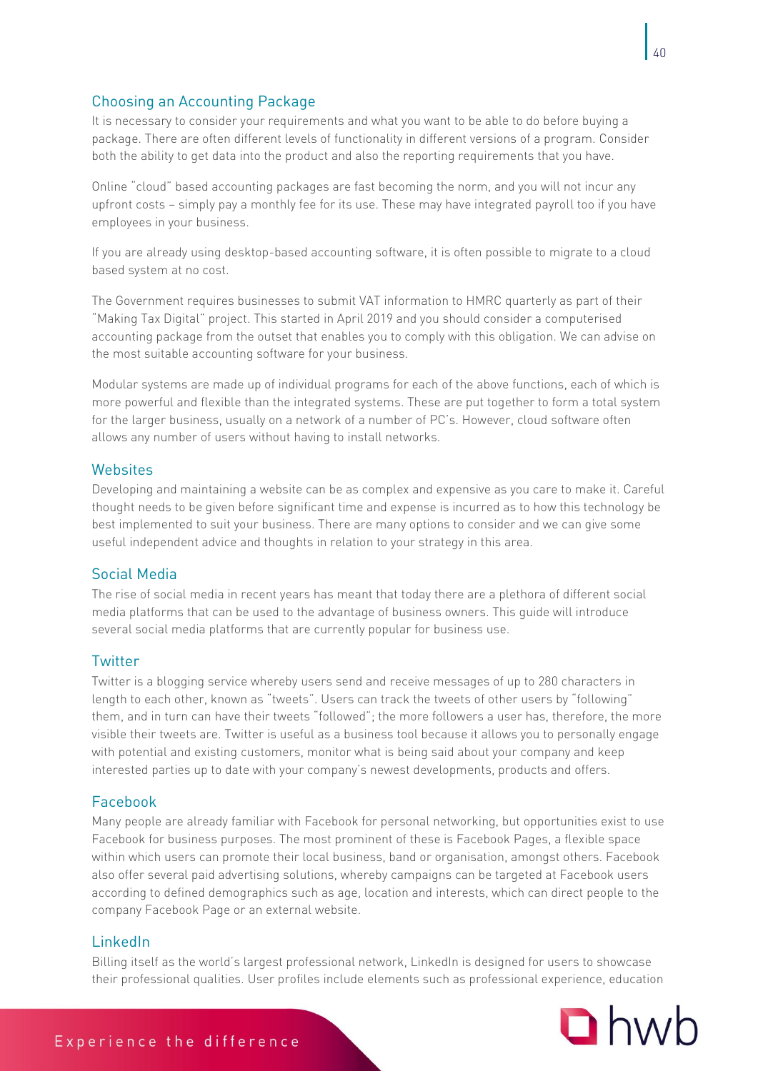## Choosing an Accounting Package

It is necessary to consider your requirements and what you want to be able to do before buying a package. There are often different levels of functionality in different versions of a program. Consider both the ability to get data into the product and also the reporting requirements that you have.

Online "cloud" based accounting packages are fast becoming the norm, and you will not incur any upfront costs – simply pay a monthly fee for its use. These may have integrated payroll too if you have employees in your business.

If you are already using desktop-based accounting software, it is often possible to migrate to a cloud based system at no cost.

The Government requires businesses to submit VAT information to HMRC quarterly as part of their "Making Tax Digital" project. This started in April 2019 and you should consider a computerised accounting package from the outset that enables you to comply with this obligation. We can advise on the most suitable accounting software for your business.

Modular systems are made up of individual programs for each of the above functions, each of which is more powerful and flexible than the integrated systems. These are put together to form a total system for the larger business, usually on a network of a number of PC's. However, cloud software often allows any number of users without having to install networks.

## Websites

Developing and maintaining a website can be as complex and expensive as you care to make it. Careful thought needs to be given before significant time and expense is incurred as to how this technology be best implemented to suit your business. There are many options to consider and we can give some useful independent advice and thoughts in relation to your strategy in this area.

## Social Media

The rise of social media in recent years has meant that today there are a plethora of different social media platforms that can be used to the advantage of business owners. This guide will introduce several social media platforms that are currently popular for business use.

## Twitter

Twitter is a blogging service whereby users send and receive messages of up to 280 characters in length to each other, known as "tweets". Users can track the tweets of other users by "following" them, and in turn can have their tweets "followed"; the more followers a user has, therefore, the more visible their tweets are. Twitter is useful as a business tool because it allows you to personally engage with potential and existing customers, monitor what is being said about your company and keep interested parties up to date with your company's newest developments, products and offers.

## Facebook

Many people are already familiar with Facebook for personal networking, but opportunities exist to use Facebook for business purposes. The most prominent of these is Facebook Pages, a flexible space within which users can promote their local business, band or organisation, amongst others. Facebook also offer several paid advertising solutions, whereby campaigns can be targeted at Facebook users according to defined demographics such as age, location and interests, which can direct people to the company Facebook Page or an external website.

## LinkedIn

Billing itself as the world's largest professional network, LinkedIn is designed for users to showcase their professional qualities. User profiles include elements such as professional experience, education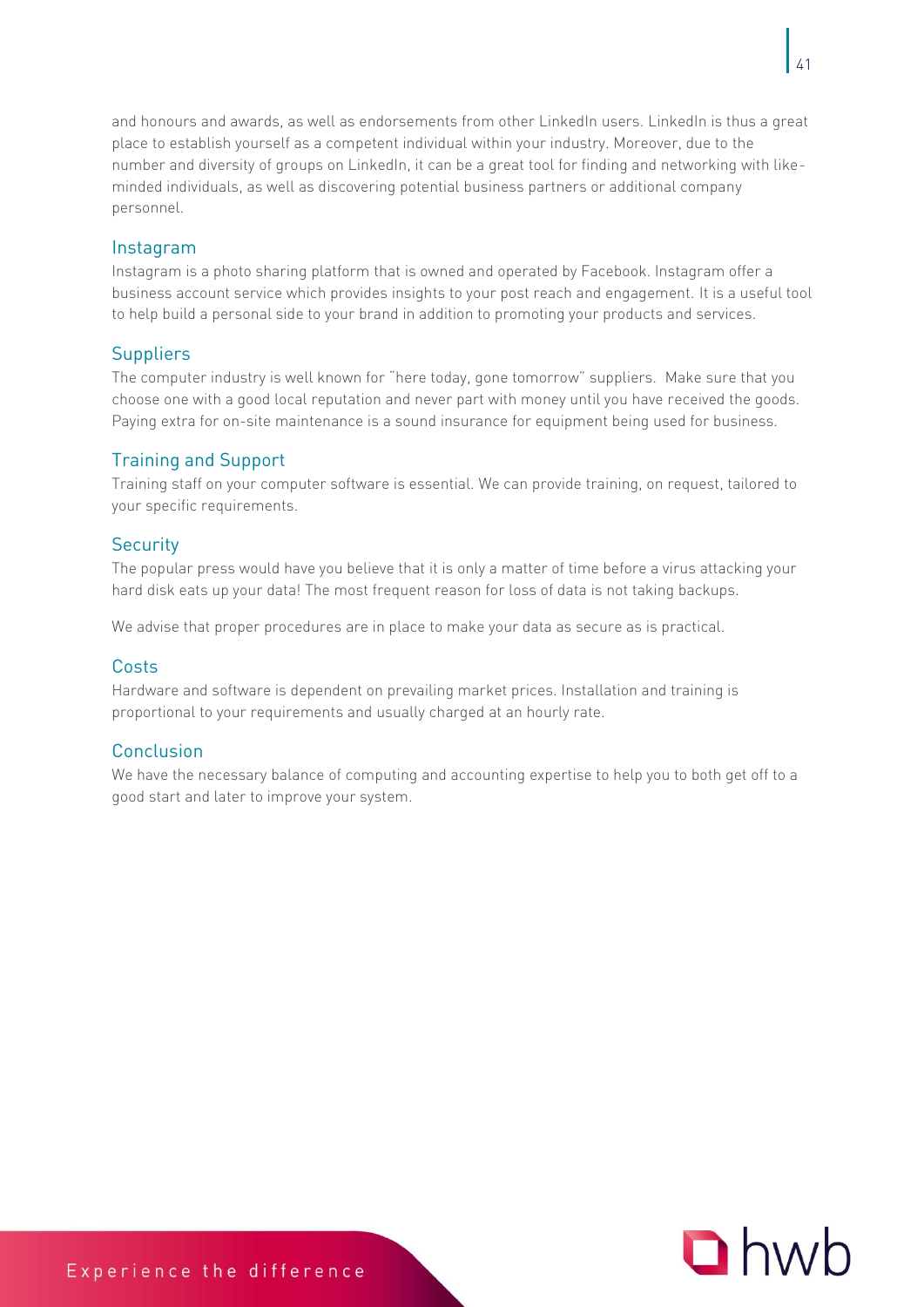and honours and awards, as well as endorsements from other LinkedIn users. LinkedIn is thus a great place to establish yourself as a competent individual within your industry. Moreover, due to the number and diversity of groups on LinkedIn, it can be a great tool for finding and networking with like-minded individuals, as well as discovering potential business partners or additional company personnel.

## Instagram

Instagram is a photo sharing platform that is owned and operated by Facebook. Instagram offer a business account service which provides insights to your post reach and engagement. It is a useful tool to help build a personal side to your brand in addition to promoting your products and services.

## Suppliers

The computer industry is well known for "here today, gone tomorrow" suppliers. Make sure that you choose one with a good local reputation and never part with money until you have received the goods. Paying extra for on-site maintenance is a sound insurance for equipment being used for business.

## Training and Support

Training staff on your computer software is essential. We can provide training, on request, tailored to your specific requirements.

## Security

The popular press would have you believe that it is only a matter of time before a virus attacking your hard disk eats up your data! The most frequent reason for loss of data is not taking backups.

We advise that proper procedures are in place to make your data as secure as is practical.

## Costs

Hardware and software is dependent on prevailing market prices. Installation and training is proportional to your requirements and usually charged at an hourly rate.

## Conclusion

We have the necessary balance of computing and accounting expertise to help you to both get off to a good start and later to improve your system.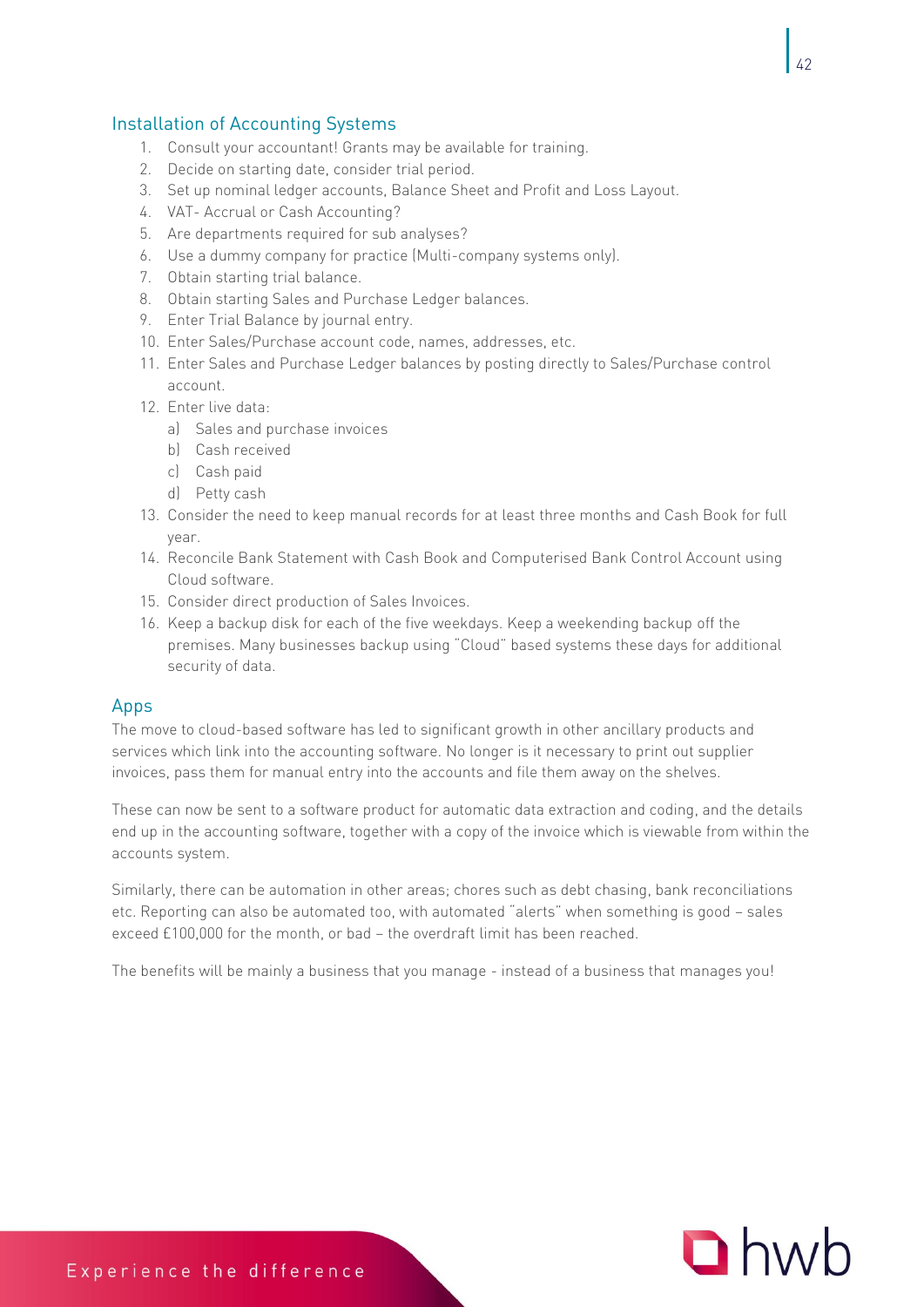## Installation of Accounting Systems

1. Consult your accountant! Grants may be available for training.
2. Decide on starting date, consider trial period.
3. Set up nominal ledger accounts, Balance Sheet and Profit and Loss Layout.
4. VAT- Accrual or Cash Accounting?
5. Are departments required for sub analyses?
6. Use a dummy company for practice (Multi-company systems only).
7. Obtain starting trial balance.
8. Obtain starting Sales and Purchase Ledger balances.
9. Enter Trial Balance by journal entry.
10. Enter Sales/Purchase account code, names, addresses, etc.
11. Enter Sales and Purchase Ledger balances by posting directly to Sales/Purchase control account.
12. Enter live data:
    a) Sales and purchase invoices
    b) Cash received
    c) Cash paid
    d) Petty cash
13. Consider the need to keep manual records for at least three months and Cash Book for full year.
14. Reconcile Bank Statement with Cash Book and Computerised Bank Control Account using Cloud software.
15. Consider direct production of Sales Invoices.
16. Keep a backup disk for each of the five weekdays. Keep a weekending backup off the premises. Many businesses backup using "Cloud" based systems these days for additional security of data.

## Apps

The move to cloud-based software has led to significant growth in other ancillary products and services which link into the accounting software. No longer is it necessary to print out supplier invoices, pass them for manual entry into the accounts and file them away on the shelves.

These can now be sent to a software product for automatic data extraction and coding, and the details end up in the accounting software, together with a copy of the invoice which is viewable from within the accounts system.

Similarly, there can be automation in other areas; chores such as debt chasing, bank reconciliations etc. Reporting can also be automated too, with automated "alerts" when something is good – sales exceed £100,000 for the month, or bad – the overdraft limit has been reached.

The benefits will be mainly a business that you manage - instead of a business that manages you!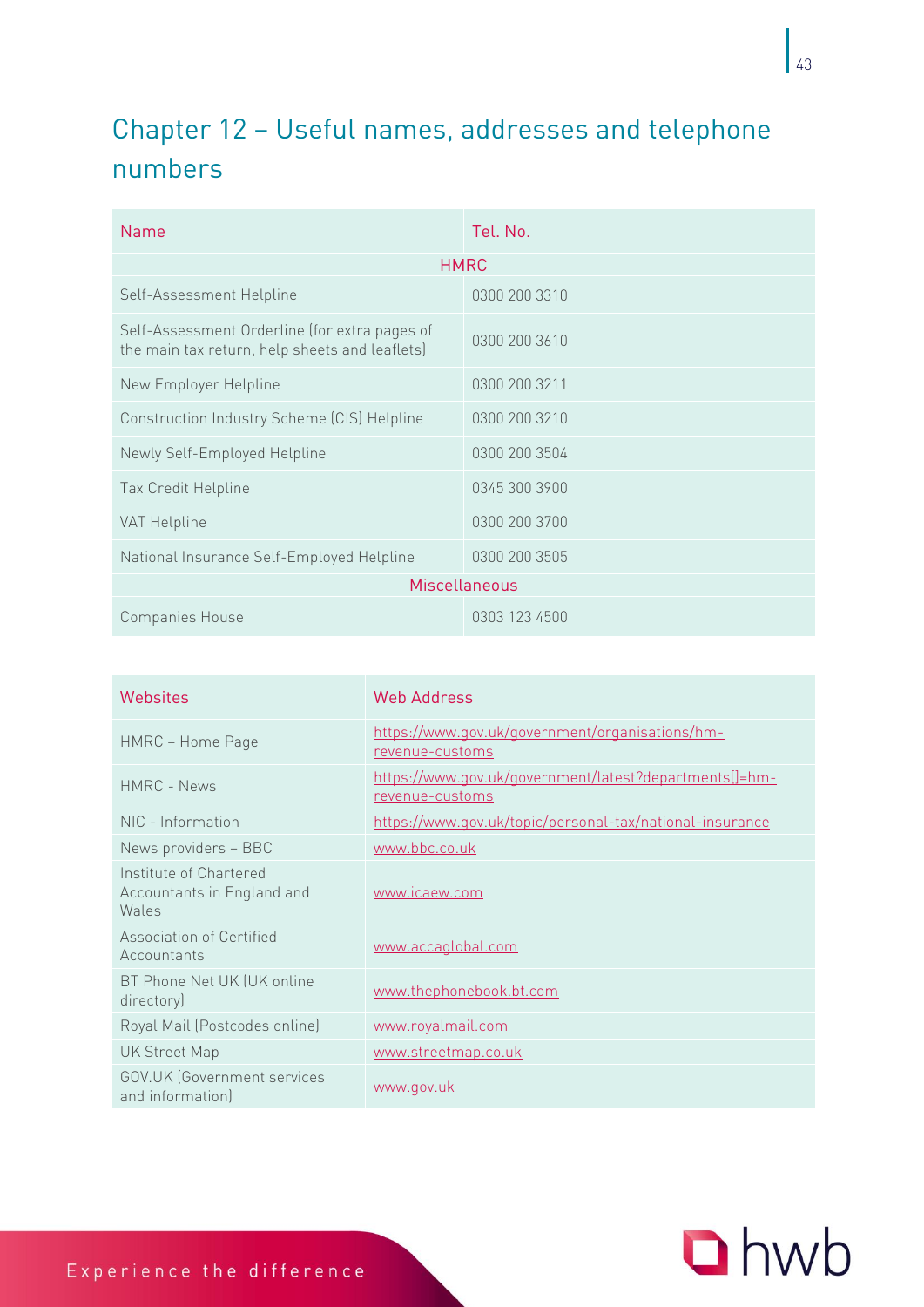# Chapter 12 – Useful names, addresses and telephone numbers

| Name | Tel. No. |
|---|---|
| **HMRC** | |
| Self-Assessment Helpline | 0300 200 3310 |
| Self-Assessment Orderline (for extra pages of the main tax return, help sheets and leaflets) | 0300 200 3610 |
| New Employer Helpline | 0300 200 3211 |
| Construction Industry Scheme (CIS) Helpline | 0300 200 3210 |
| Newly Self-Employed Helpline | 0300 200 3504 |
| Tax Credit Helpline | 0345 300 3900 |
| VAT Helpline | 0300 200 3700 |
| National Insurance Self-Employed Helpline | 0300 200 3505 |
| **Miscellaneous** | |
| Companies House | 0303 123 4500 |

| Websites | Web Address |
|---|---|
| HMRC – Home Page | https://www.gov.uk/government/organisations/hm-revenue-customs |
| HMRC - News | https://www.gov.uk/government/latest?departments[]=hm-revenue-customs |
| NIC - Information | https://www.gov.uk/topic/personal-tax/national-insurance |
| News providers – BBC | www.bbc.co.uk |
| Institute of Chartered Accountants in England and Wales | www.icaew.com |
| Association of Certified Accountants | www.accaglobal.com |
| BT Phone Net UK (UK online directory) | www.thephonebook.bt.com |
| Royal Mail (Postcodes online) | www.royalmail.com |
| UK Street Map | www.streetmap.co.uk |
| GOV.UK (Government services and information) | www.gov.uk |

Experience the difference

hwb